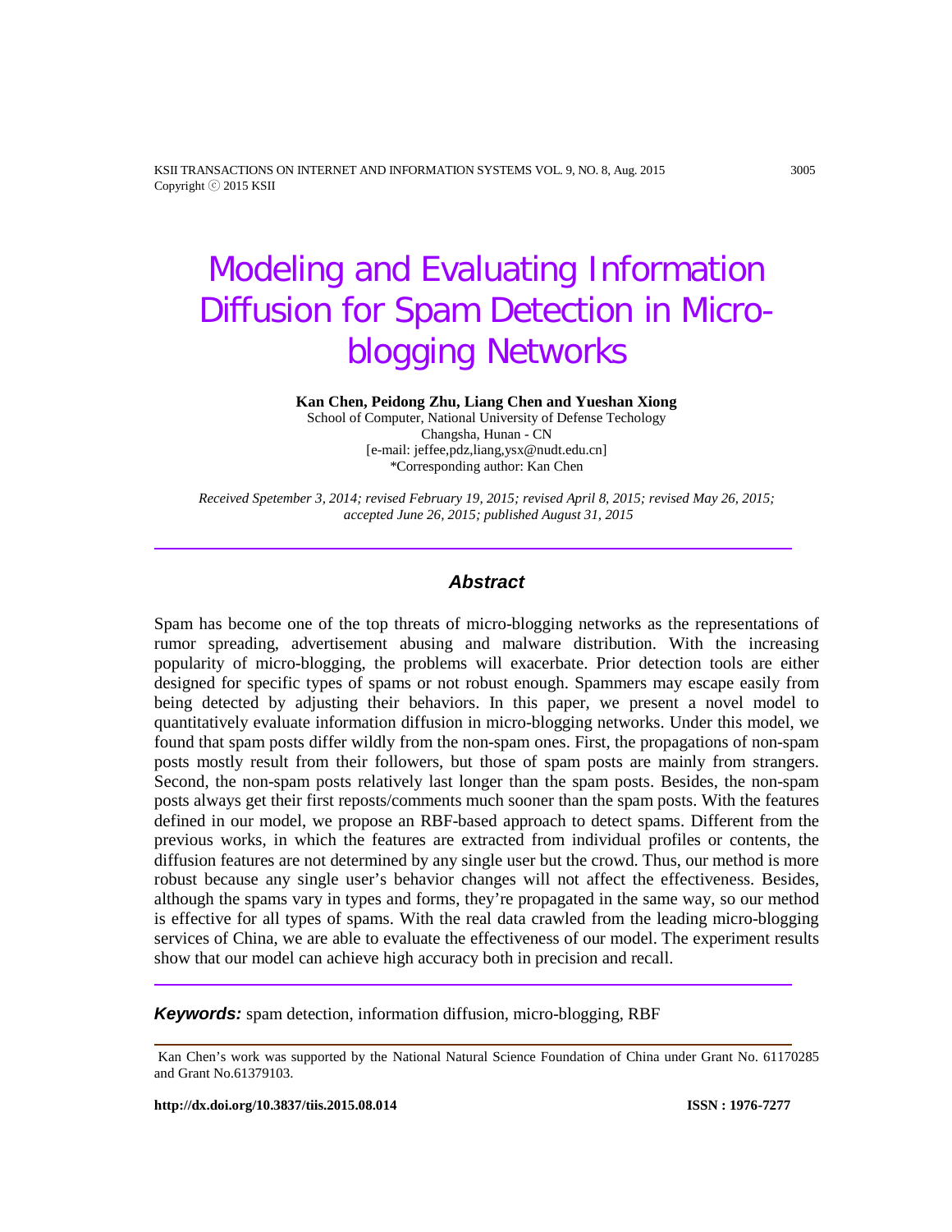# Modeling and Evaluating Information Diffusion for Spam Detection in Micro-blogging Networks

**Kan Chen, Peidong Zhu, Liang Chen and Yueshan Xiong**

School of Computer, National University of Defense Techology
Changsha, Hunan - CN
[e-mail: jeffee,pdz,liang,ysx@nudt.edu.cn]
*Corresponding author: Kan Chen

*Received Spetember 3, 2014; revised February 19, 2015; revised April 8, 2015; revised May 26, 2015; accepted June 26, 2015; published August 31, 2015*

## Abstract

Spam has become one of the top threats of micro-blogging networks as the representations of rumor spreading, advertisement abusing and malware distribution. With the increasing popularity of micro-blogging, the problems will exacerbate. Prior detection tools are either designed for specific types of spams or not robust enough. Spammers may escape easily from being detected by adjusting their behaviors. In this paper, we present a novel model to quantitatively evaluate information diffusion in micro-blogging networks. Under this model, we found that spam posts differ wildly from the non-spam ones. First, the propagations of non-spam posts mostly result from their followers, but those of spam posts are mainly from strangers. Second, the non-spam posts relatively last longer than the spam posts. Besides, the non-spam posts always get their first reposts/comments much sooner than the spam posts. With the features defined in our model, we propose an RBF-based approach to detect spams. Different from the previous works, in which the features are extracted from individual profiles or contents, the diffusion features are not determined by any single user but the crowd. Thus, our method is more robust because any single user's behavior changes will not affect the effectiveness. Besides, although the spams vary in types and forms, they're propagated in the same way, so our method is effective for all types of spams. With the real data crawled from the leading micro-blogging services of China, we are able to evaluate the effectiveness of our model. The experiment results show that our model can achieve high accuracy both in precision and recall.

***Keywords:*** spam detection, information diffusion, micro-blogging, RBF

Kan Chen's work was supported by the National Natural Science Foundation of China under Grant No. 61170285 and Grant No.61379103.

**http://dx.doi.org/10.3837/tiis.2015.08.014** **ISSN : 1976-7277**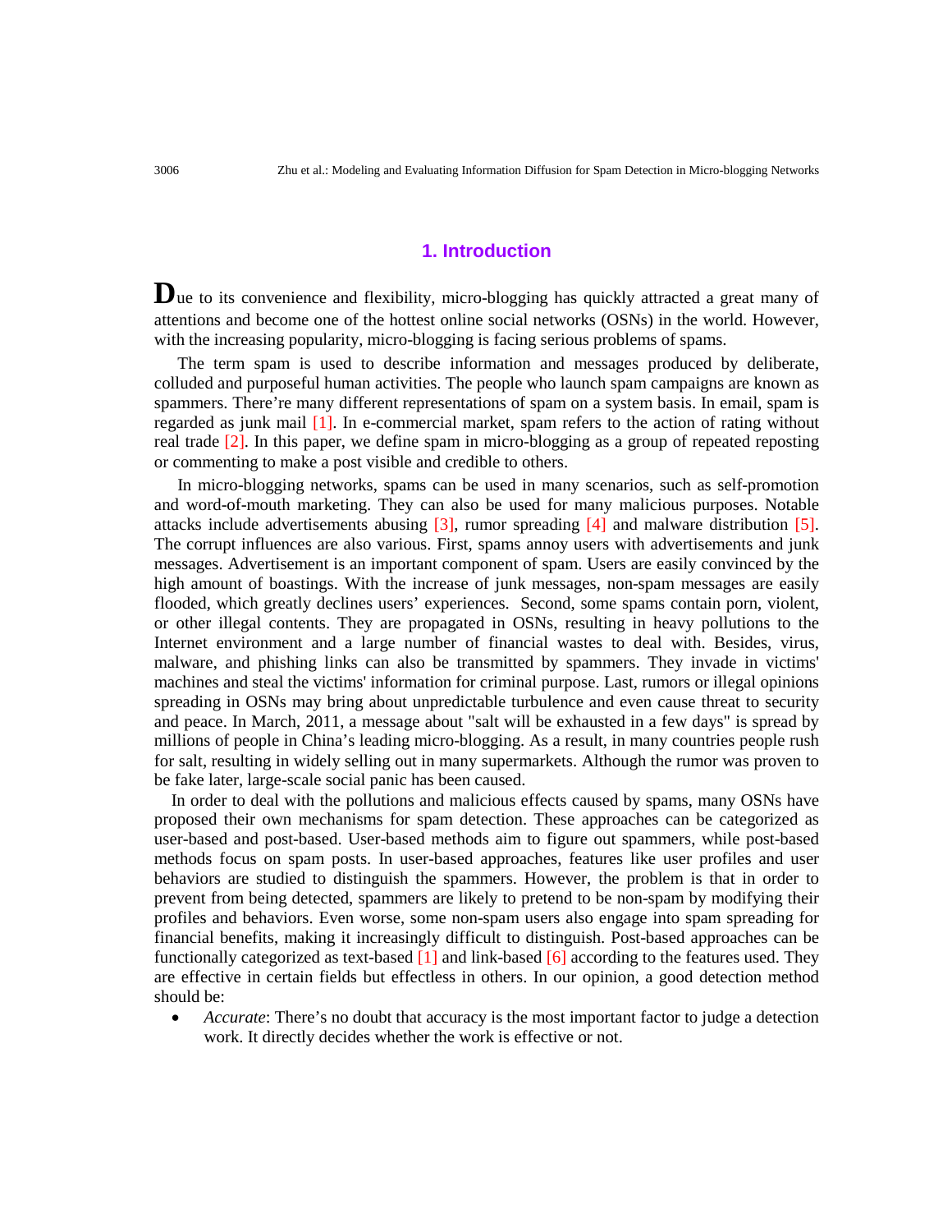## 1. Introduction

Due to its convenience and flexibility, micro-blogging has quickly attracted a great many of attentions and become one of the hottest online social networks (OSNs) in the world. However, with the increasing popularity, micro-blogging is facing serious problems of spams.

The term spam is used to describe information and messages produced by deliberate, colluded and purposeful human activities. The people who launch spam campaigns are known as spammers. There're many different representations of spam on a system basis. In email, spam is regarded as junk mail [1]. In e-commercial market, spam refers to the action of rating without real trade [2]. In this paper, we define spam in micro-blogging as a group of repeated reposting or commenting to make a post visible and credible to others.

In micro-blogging networks, spams can be used in many scenarios, such as self-promotion and word-of-mouth marketing. They can also be used for many malicious purposes. Notable attacks include advertisements abusing [3], rumor spreading [4] and malware distribution [5]. The corrupt influences are also various. First, spams annoy users with advertisements and junk messages. Advertisement is an important component of spam. Users are easily convinced by the high amount of boastings. With the increase of junk messages, non-spam messages are easily flooded, which greatly declines users' experiences. Second, some spams contain porn, violent, or other illegal contents. They are propagated in OSNs, resulting in heavy pollutions to the Internet environment and a large number of financial wastes to deal with. Besides, virus, malware, and phishing links can also be transmitted by spammers. They invade in victims' machines and steal the victims' information for criminal purpose. Last, rumors or illegal opinions spreading in OSNs may bring about unpredictable turbulence and even cause threat to security and peace. In March, 2011, a message about "salt will be exhausted in a few days" is spread by millions of people in China's leading micro-blogging. As a result, in many countries people rush for salt, resulting in widely selling out in many supermarkets. Although the rumor was proven to be fake later, large-scale social panic has been caused.

In order to deal with the pollutions and malicious effects caused by spams, many OSNs have proposed their own mechanisms for spam detection. These approaches can be categorized as user-based and post-based. User-based methods aim to figure out spammers, while post-based methods focus on spam posts. In user-based approaches, features like user profiles and user behaviors are studied to distinguish the spammers. However, the problem is that in order to prevent from being detected, spammers are likely to pretend to be non-spam by modifying their profiles and behaviors. Even worse, some non-spam users also engage into spam spreading for financial benefits, making it increasingly difficult to distinguish. Post-based approaches can be functionally categorized as text-based [1] and link-based [6] according to the features used. They are effective in certain fields but effectless in others. In our opinion, a good detection method should be:

- *Accurate*: There's no doubt that accuracy is the most important factor to judge a detection work. It directly decides whether the work is effective or not.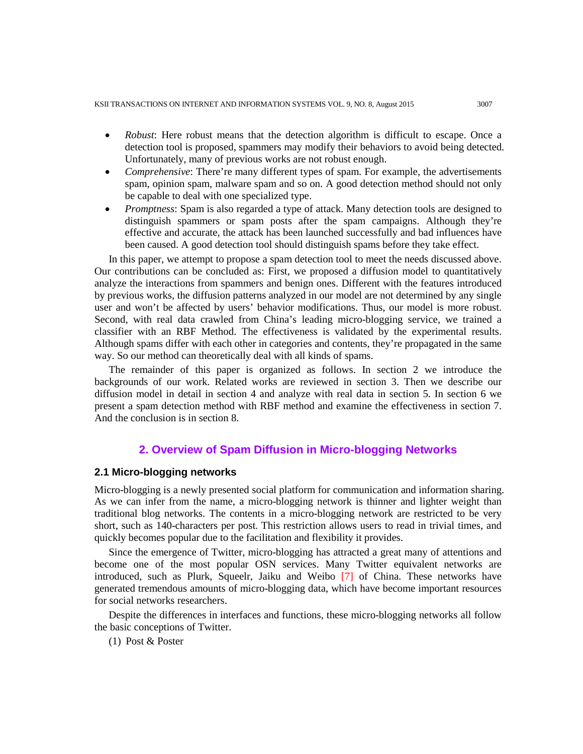- *Robust*: Here robust means that the detection algorithm is difficult to escape. Once a detection tool is proposed, spammers may modify their behaviors to avoid being detected. Unfortunately, many of previous works are not robust enough.
- *Comprehensive*: There're many different types of spam. For example, the advertisements spam, opinion spam, malware spam and so on. A good detection method should not only be capable to deal with one specialized type.
- *Promptness*: Spam is also regarded a type of attack. Many detection tools are designed to distinguish spammers or spam posts after the spam campaigns. Although they're effective and accurate, the attack has been launched successfully and bad influences have been caused. A good detection tool should distinguish spams before they take effect.

In this paper, we attempt to propose a spam detection tool to meet the needs discussed above. Our contributions can be concluded as: First, we proposed a diffusion model to quantitatively analyze the interactions from spammers and benign ones. Different with the features introduced by previous works, the diffusion patterns analyzed in our model are not determined by any single user and won't be affected by users' behavior modifications. Thus, our model is more robust. Second, with real data crawled from China's leading micro-blogging service, we trained a classifier with an RBF Method. The effectiveness is validated by the experimental results. Although spams differ with each other in categories and contents, they're propagated in the same way. So our method can theoretically deal with all kinds of spams.

The remainder of this paper is organized as follows. In section 2 we introduce the backgrounds of our work. Related works are reviewed in section 3. Then we describe our diffusion model in detail in section 4 and analyze with real data in section 5. In section 6 we present a spam detection method with RBF method and examine the effectiveness in section 7. And the conclusion is in section 8.

## 2. Overview of Spam Diffusion in Micro-blogging Networks

### 2.1 Micro-blogging networks

Micro-blogging is a newly presented social platform for communication and information sharing. As we can infer from the name, a micro-blogging network is thinner and lighter weight than traditional blog networks. The contents in a micro-blogging network are restricted to be very short, such as 140-characters per post. This restriction allows users to read in trivial times, and quickly becomes popular due to the facilitation and flexibility it provides.

Since the emergence of Twitter, micro-blogging has attracted a great many of attentions and become one of the most popular OSN services. Many Twitter equivalent networks are introduced, such as Plurk, Squeelr, Jaiku and Weibo [7] of China. These networks have generated tremendous amounts of micro-blogging data, which have become important resources for social networks researchers.

Despite the differences in interfaces and functions, these micro-blogging networks all follow the basic conceptions of Twitter.

(1) Post & Poster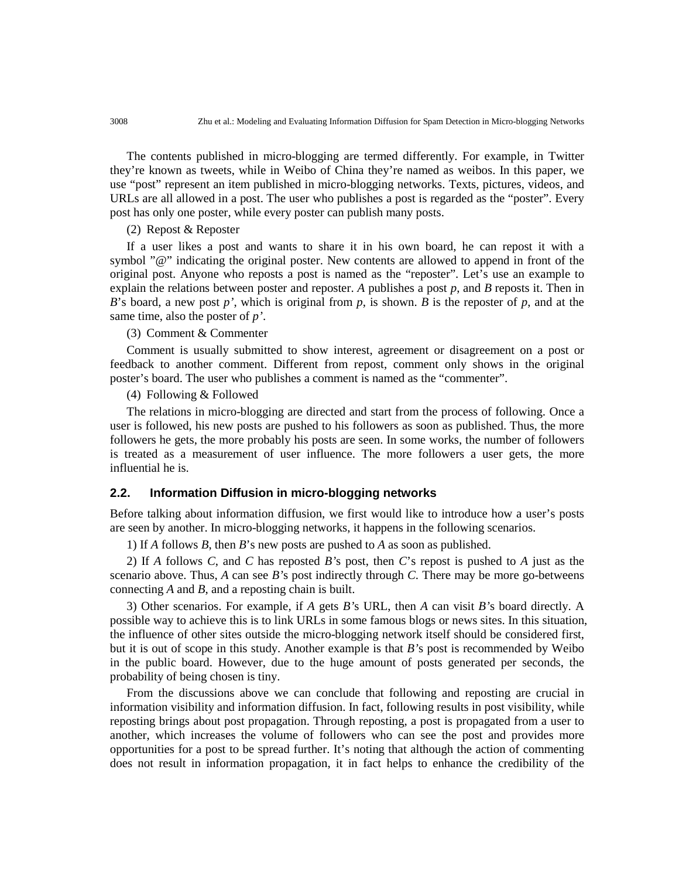The contents published in micro-blogging are termed differently. For example, in Twitter they're known as tweets, while in Weibo of China they're named as weibos. In this paper, we use "post" represent an item published in micro-blogging networks. Texts, pictures, videos, and URLs are all allowed in a post. The user who publishes a post is regarded as the "poster". Every post has only one poster, while every poster can publish many posts.

(2) Repost & Reposter

If a user likes a post and wants to share it in his own board, he can repost it with a symbol "@" indicating the original poster. New contents are allowed to append in front of the original post. Anyone who reposts a post is named as the "reposter". Let's use an example to explain the relations between poster and reposter. *A* publishes a post *p*, and *B* reposts it. Then in *B*'s board, a new post *p'*, which is original from *p*, is shown. *B* is the reposter of *p*, and at the same time, also the poster of *p'*.

(3) Comment & Commenter

Comment is usually submitted to show interest, agreement or disagreement on a post or feedback to another comment. Different from repost, comment only shows in the original poster's board. The user who publishes a comment is named as the "commenter".

(4) Following & Followed

The relations in micro-blogging are directed and start from the process of following. Once a user is followed, his new posts are pushed to his followers as soon as published. Thus, the more followers he gets, the more probably his posts are seen. In some works, the number of followers is treated as a measurement of user influence. The more followers a user gets, the more influential he is.

### 2.2. Information Diffusion in micro-blogging networks

Before talking about information diffusion, we first would like to introduce how a user's posts are seen by another. In micro-blogging networks, it happens in the following scenarios.

1) If *A* follows *B*, then *B*'s new posts are pushed to *A* as soon as published.

2) If *A* follows *C*, and *C* has reposted *B*'s post, then *C*'s repost is pushed to *A* just as the scenario above. Thus, *A* can see *B*'s post indirectly through *C*. There may be more go-betweens connecting *A* and *B*, and a reposting chain is built.

3) Other scenarios. For example, if *A* gets *B*'s URL, then *A* can visit *B*'s board directly. A possible way to achieve this is to link URLs in some famous blogs or news sites. In this situation, the influence of other sites outside the micro-blogging network itself should be considered first, but it is out of scope in this study. Another example is that *B*'s post is recommended by Weibo in the public board. However, due to the huge amount of posts generated per seconds, the probability of being chosen is tiny.

From the discussions above we can conclude that following and reposting are crucial in information visibility and information diffusion. In fact, following results in post visibility, while reposting brings about post propagation. Through reposting, a post is propagated from a user to another, which increases the volume of followers who can see the post and provides more opportunities for a post to be spread further. It's noting that although the action of commenting does not result in information propagation, it in fact helps to enhance the credibility of the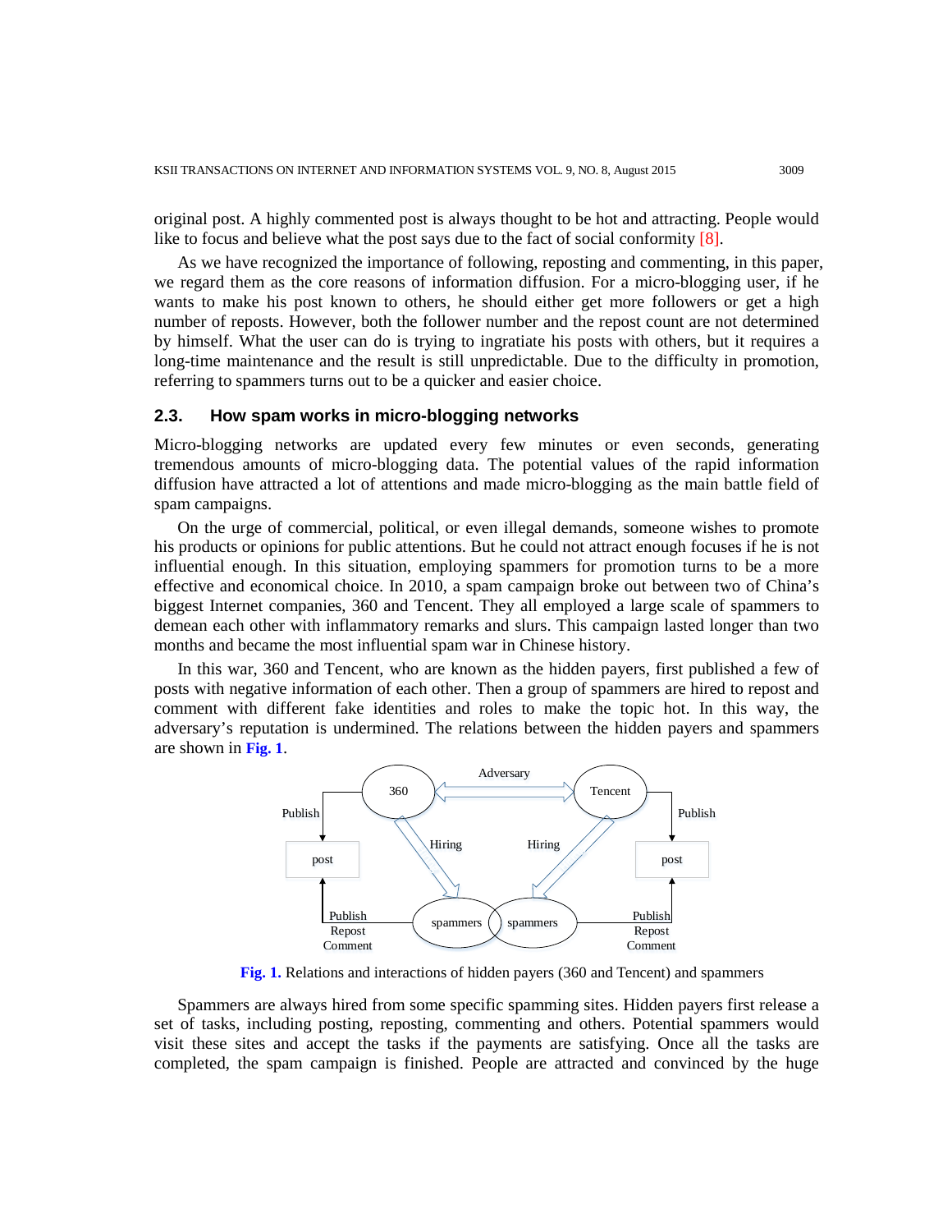original post. A highly commented post is always thought to be hot and attracting. People would like to focus and believe what the post says due to the fact of social conformity [8].

As we have recognized the importance of following, reposting and commenting, in this paper, we regard them as the core reasons of information diffusion. For a micro-blogging user, if he wants to make his post known to others, he should either get more followers or get a high number of reposts. However, both the follower number and the repost count are not determined by himself. What the user can do is trying to ingratiate his posts with others, but it requires a long-time maintenance and the result is still unpredictable. Due to the difficulty in promotion, referring to spammers turns out to be a quicker and easier choice.

### 2.3. How spam works in micro-blogging networks

Micro-blogging networks are updated every few minutes or even seconds, generating tremendous amounts of micro-blogging data. The potential values of the rapid information diffusion have attracted a lot of attentions and made micro-blogging as the main battle field of spam campaigns.

On the urge of commercial, political, or even illegal demands, someone wishes to promote his products or opinions for public attentions. But he could not attract enough focuses if he is not influential enough. In this situation, employing spammers for promotion turns to be a more effective and economical choice. In 2010, a spam campaign broke out between two of China's biggest Internet companies, 360 and Tencent. They all employed a large scale of spammers to demean each other with inflammatory remarks and slurs. This campaign lasted longer than two months and became the most influential spam war in Chinese history.

In this war, 360 and Tencent, who are known as the hidden payers, first published a few of posts with negative information of each other. Then a group of spammers are hired to repost and comment with different fake identities and roles to make the topic hot. In this way, the adversary's reputation is undermined. The relations between the hidden payers and spammers are shown in **Fig. 1**.

**Fig. 1.** Relations and interactions of hidden payers (360 and Tencent) and spammers

Spammers are always hired from some specific spamming sites. Hidden payers first release a set of tasks, including posting, reposting, commenting and others. Potential spammers would visit these sites and accept the tasks if the payments are satisfying. Once all the tasks are completed, the spam campaign is finished. People are attracted and convinced by the huge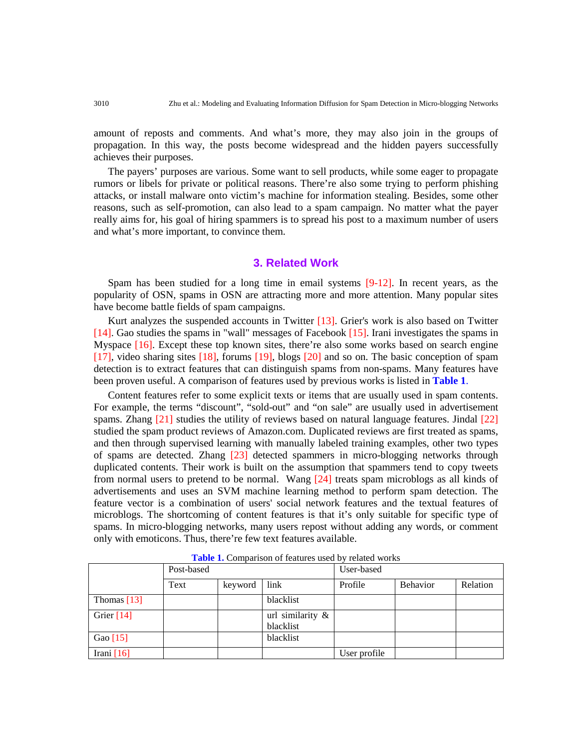amount of reposts and comments. And what's more, they may also join in the groups of propagation. In this way, the posts become widespread and the hidden payers successfully achieves their purposes.

The payers' purposes are various. Some want to sell products, while some eager to propagate rumors or libels for private or political reasons. There're also some trying to perform phishing attacks, or install malware onto victim's machine for information stealing. Besides, some other reasons, such as self-promotion, can also lead to a spam campaign. No matter what the payer really aims for, his goal of hiring spammers is to spread his post to a maximum number of users and what's more important, to convince them.

## 3. Related Work

Spam has been studied for a long time in email systems [9-12]. In recent years, as the popularity of OSN, spams in OSN are attracting more and more attention. Many popular sites have become battle fields of spam campaigns.

Kurt analyzes the suspended accounts in Twitter [13]. Grier's work is also based on Twitter [14]. Gao studies the spams in "wall" messages of Facebook [15]. Irani investigates the spams in Myspace [16]. Except these top known sites, there're also some works based on search engine [17], video sharing sites [18], forums [19], blogs [20] and so on. The basic conception of spam detection is to extract features that can distinguish spams from non-spams. Many features have been proven useful. A comparison of features used by previous works is listed in **Table 1**.

Content features refer to some explicit texts or items that are usually used in spam contents. For example, the terms "discount", "sold-out" and "on sale" are usually used in advertisement spams. Zhang [21] studies the utility of reviews based on natural language features. Jindal [22] studied the spam product reviews of Amazon.com. Duplicated reviews are first treated as spams, and then through supervised learning with manually labeled training examples, other two types of spams are detected. Zhang [23] detected spammers in micro-blogging networks through duplicated contents. Their work is built on the assumption that spammers tend to copy tweets from normal users to pretend to be normal. Wang [24] treats spam microblogs as all kinds of advertisements and uses an SVM machine learning method to perform spam detection. The feature vector is a combination of users' social network features and the textual features of microblogs. The shortcoming of content features is that it's only suitable for specific type of spams. In micro-blogging networks, many users repost without adding any words, or comment only with emoticons. Thus, there're few text features available.

**Table 1.** Comparison of features used by related works

| | Post-based | | | User-based | | |
|---|---|---|---|---|---|---|
| | Text | keyword | link | Profile | Behavior | Relation |
| Thomas [13] | | | blacklist | | | |
| Grier [14] | | | url similarity & blacklist | | | |
| Gao [15] | | | blacklist | | | |
| Irani [16] | | | | User profile | | |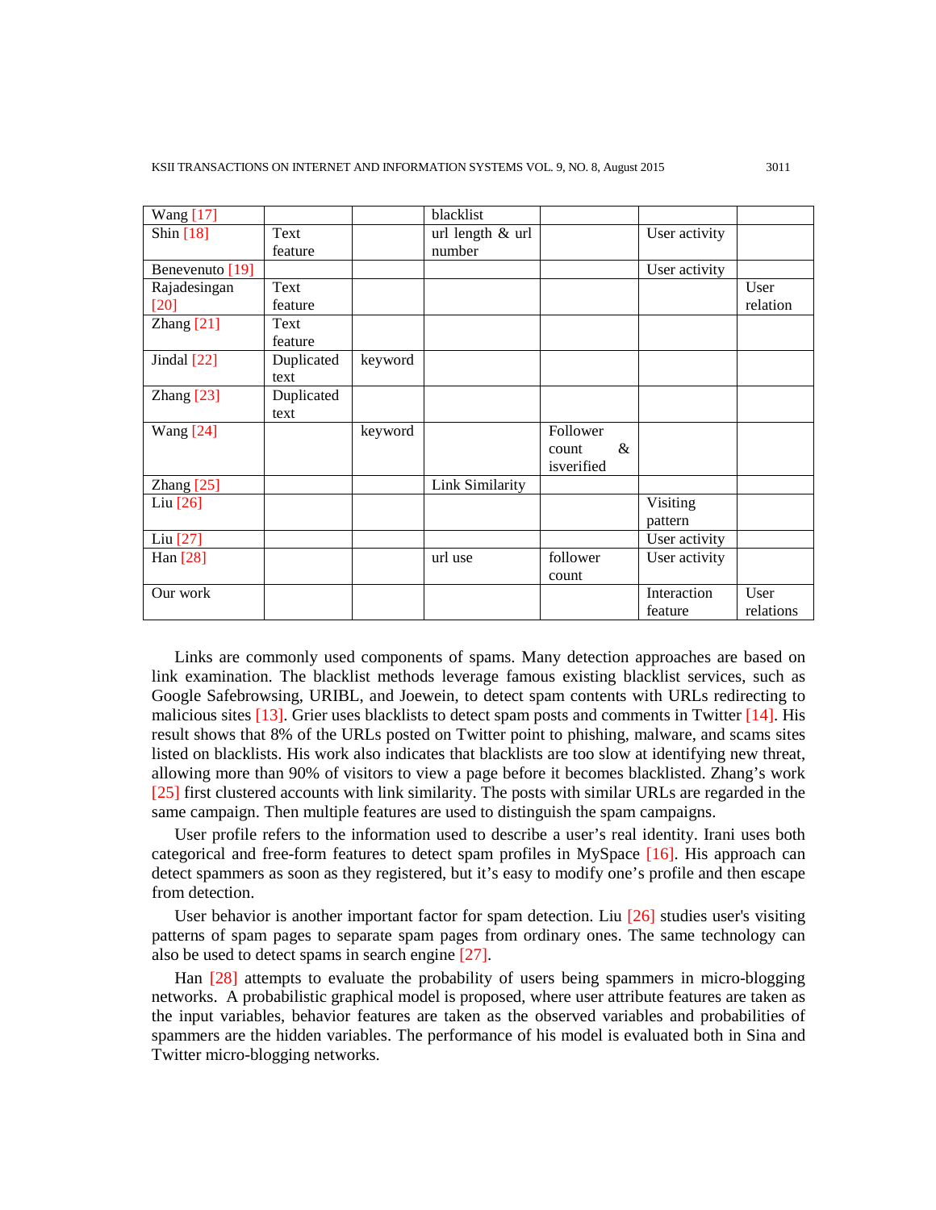| | | | | | | |
|---|---|---|---|---|---|---|
| Wang [17] | | | blacklist | | | |
| Shin [18] | Text feature | | url length & url number | | User activity | |
| Benevenuto [19] | | | | | User activity | |
| Rajadesingan [20] | Text feature | | | | | User relation |
| Zhang [21] | Text feature | | | | | |
| Jindal [22] | Duplicated text | keyword | | | | |
| Zhang [23] | Duplicated text | | | | | |
| Wang [24] | | keyword | | Follower count & isverified | | |
| Zhang [25] | | | Link Similarity | | | |
| Liu [26] | | | | | Visiting pattern | |
| Liu [27] | | | | | User activity | |
| Han [28] | | | url use | follower count | User activity | |
| Our work | | | | | Interaction feature | User relations |

Links are commonly used components of spams. Many detection approaches are based on link examination. The blacklist methods leverage famous existing blacklist services, such as Google Safebrowsing, URIBL, and Joewein, to detect spam contents with URLs redirecting to malicious sites [13]. Grier uses blacklists to detect spam posts and comments in Twitter [14]. His result shows that 8% of the URLs posted on Twitter point to phishing, malware, and scams sites listed on blacklists. His work also indicates that blacklists are too slow at identifying new threat, allowing more than 90% of visitors to view a page before it becomes blacklisted. Zhang's work [25] first clustered accounts with link similarity. The posts with similar URLs are regarded in the same campaign. Then multiple features are used to distinguish the spam campaigns.

User profile refers to the information used to describe a user's real identity. Irani uses both categorical and free-form features to detect spam profiles in MySpace [16]. His approach can detect spammers as soon as they registered, but it's easy to modify one's profile and then escape from detection.

User behavior is another important factor for spam detection. Liu [26] studies user's visiting patterns of spam pages to separate spam pages from ordinary ones. The same technology can also be used to detect spams in search engine [27].

Han [28] attempts to evaluate the probability of users being spammers in micro-blogging networks. A probabilistic graphical model is proposed, where user attribute features are taken as the input variables, behavior features are taken as the observed variables and probabilities of spammers are the hidden variables. The performance of his model is evaluated both in Sina and Twitter micro-blogging networks.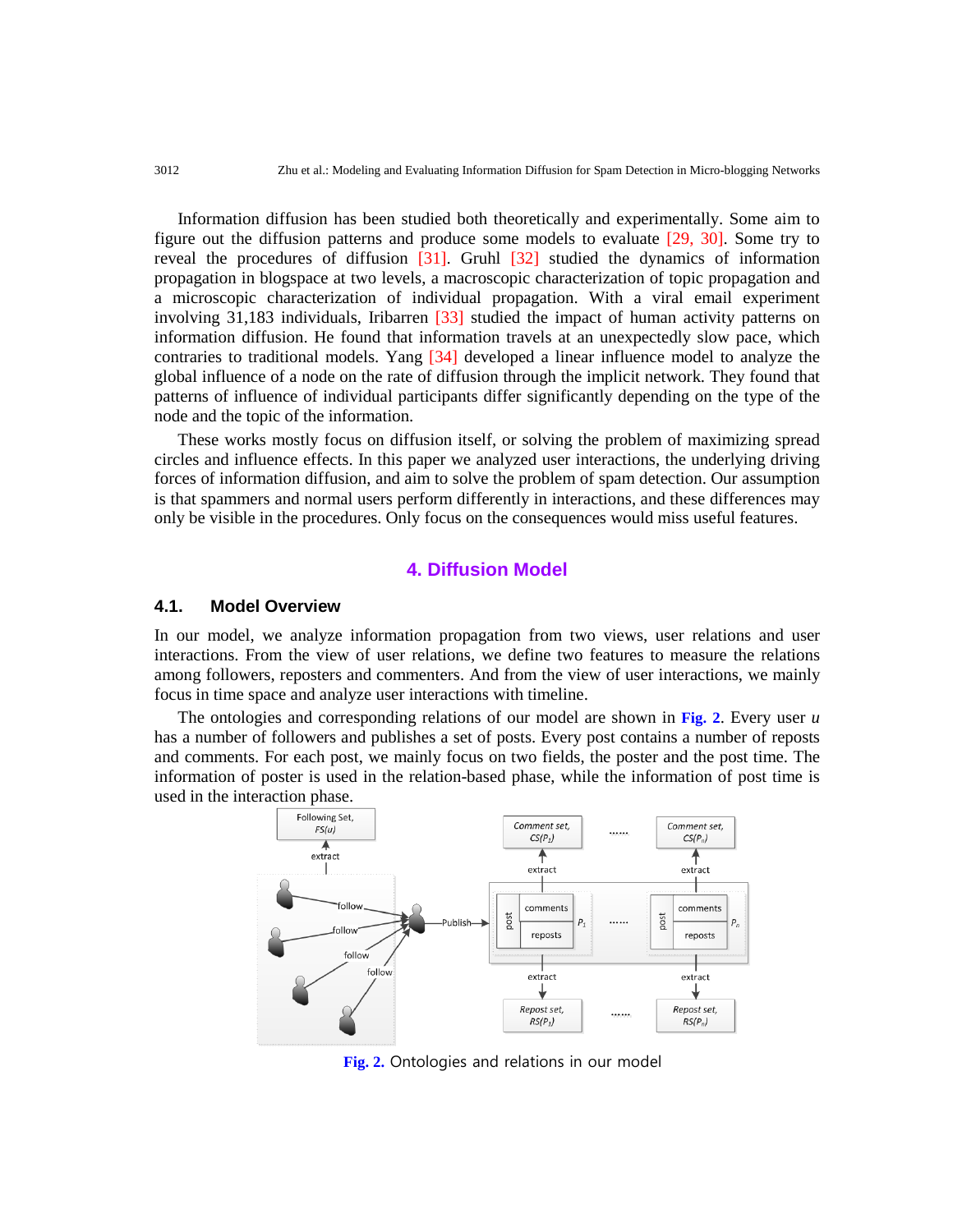Information diffusion has been studied both theoretically and experimentally. Some aim to figure out the diffusion patterns and produce some models to evaluate [29, 30]. Some try to reveal the procedures of diffusion [31]. Gruhl [32] studied the dynamics of information propagation in blogspace at two levels, a macroscopic characterization of topic propagation and a microscopic characterization of individual propagation. With a viral email experiment involving 31,183 individuals, Iribarren [33] studied the impact of human activity patterns on information diffusion. He found that information travels at an unexpectedly slow pace, which contraries to traditional models. Yang [34] developed a linear influence model to analyze the global influence of a node on the rate of diffusion through the implicit network. They found that patterns of influence of individual participants differ significantly depending on the type of the node and the topic of the information.

These works mostly focus on diffusion itself, or solving the problem of maximizing spread circles and influence effects. In this paper we analyzed user interactions, the underlying driving forces of information diffusion, and aim to solve the problem of spam detection. Our assumption is that spammers and normal users perform differently in interactions, and these differences may only be visible in the procedures. Only focus on the consequences would miss useful features.

# 4. Diffusion Model

## 4.1. Model Overview

In our model, we analyze information propagation from two views, user relations and user interactions. From the view of user relations, we define two features to measure the relations among followers, reposters and commenters. And from the view of user interactions, we mainly focus in time space and analyze user interactions with timeline.

The ontologies and corresponding relations of our model are shown in **Fig. 2**. Every user *u* has a number of followers and publishes a set of posts. Every post contains a number of reposts and comments. For each post, we mainly focus on two fields, the poster and the post time. The information of poster is used in the relation-based phase, while the information of post time is used in the interaction phase.

**Fig. 2.** Ontologies and relations in our model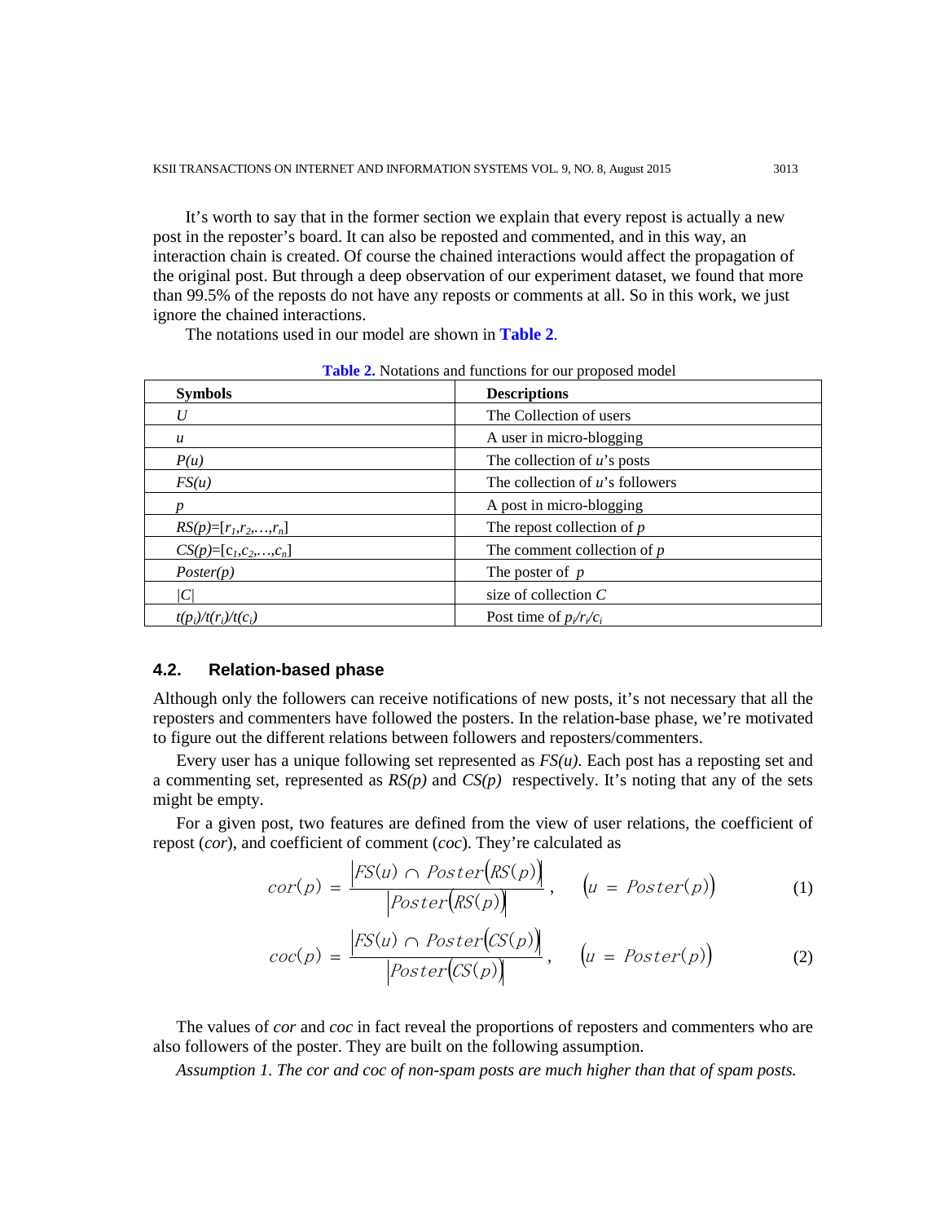It's worth to say that in the former section we explain that every repost is actually a new post in the reposter's board. It can also be reposted and commented, and in this way, an interaction chain is created. Of course the chained interactions would affect the propagation of the original post. But through a deep observation of our experiment dataset, we found that more than 99.5% of the reposts do not have any reposts or comments at all. So in this work, we just ignore the chained interactions.

The notations used in our model are shown in **Table 2**.

**Table 2.** Notations and functions for our proposed model

| Symbols | Descriptions |
|---|---|
| $U$ | The Collection of users |
| $u$ | A user in micro-blogging |
| $P(u)$ | The collection of $u$'s posts |
| $FS(u)$ | The collection of $u$'s followers |
| $p$ | A post in micro-blogging |
| $RS(p)=[r_1,r_2,\ldots,r_n]$ | The repost collection of $p$ |
| $CS(p)=[c_1,c_2,\ldots,c_n]$ | The comment collection of $p$ |
| $Poster(p)$ | The poster of $p$ |
| $\|C\|$ | size of collection $C$ |
| $t(p_i)/t(r_i)/t(c_i)$ | Post time of $p_i/r_i/c_i$ |

### 4.2. Relation-based phase

Although only the followers can receive notifications of new posts, it's not necessary that all the reposters and commenters have followed the posters. In the relation-base phase, we're motivated to figure out the different relations between followers and reposters/commenters.

Every user has a unique following set represented as $FS(u)$. Each post has a reposting set and a commenting set, represented as $RS(p)$ and $CS(p)$ respectively. It's noting that any of the sets might be empty.

For a given post, two features are defined from the view of user relations, the coefficient of repost (*cor*), and coefficient of comment (*coc*). They're calculated as

$$cor(p) = \frac{\left|FS(u) \cap Poster\left(RS(p)\right)\right|}{\left|Poster\left(RS(p)\right)\right|}, \quad \left(u = Poster(p)\right) \tag{1}$$

$$coc(p) = \frac{\left|FS(u) \cap Poster\left(CS(p)\right)\right|}{\left|Poster\left(CS(p)\right)\right|}, \quad \left(u = Poster(p)\right) \tag{2}$$

The values of *cor* and *coc* in fact reveal the proportions of reposters and commenters who are also followers of the poster. They are built on the following assumption.

*Assumption 1. The cor and coc of non-spam posts are much higher than that of spam posts.*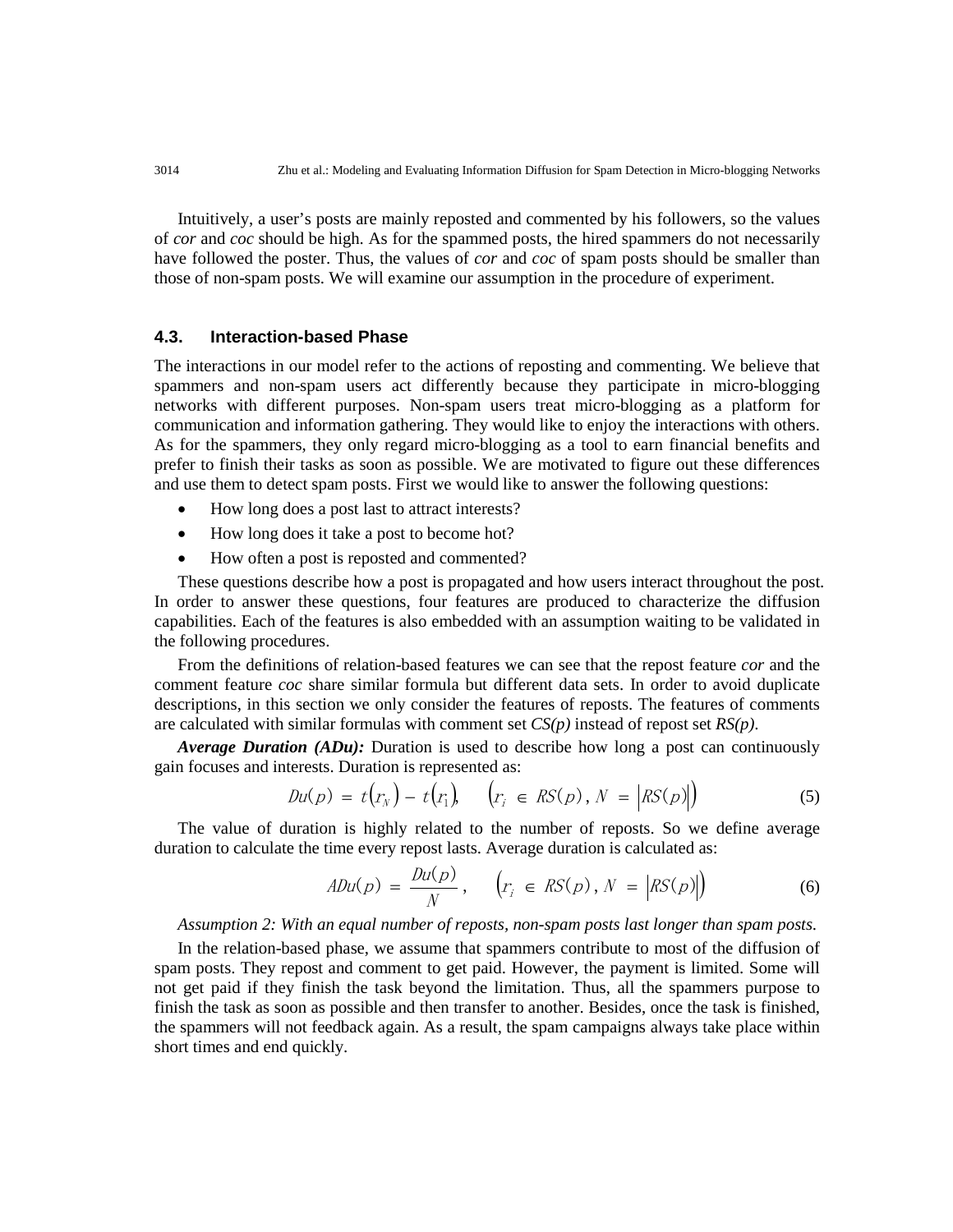Intuitively, a user's posts are mainly reposted and commented by his followers, so the values of *cor* and *coc* should be high. As for the spammed posts, the hired spammers do not necessarily have followed the poster. Thus, the values of *cor* and *coc* of spam posts should be smaller than those of non-spam posts. We will examine our assumption in the procedure of experiment.

### 4.3. Interaction-based Phase

The interactions in our model refer to the actions of reposting and commenting. We believe that spammers and non-spam users act differently because they participate in micro-blogging networks with different purposes. Non-spam users treat micro-blogging as a platform for communication and information gathering. They would like to enjoy the interactions with others. As for the spammers, they only regard micro-blogging as a tool to earn financial benefits and prefer to finish their tasks as soon as possible. We are motivated to figure out these differences and use them to detect spam posts. First we would like to answer the following questions:

- How long does a post last to attract interests?
- How long does it take a post to become hot?
- How often a post is reposted and commented?

These questions describe how a post is propagated and how users interact throughout the post. In order to answer these questions, four features are produced to characterize the diffusion capabilities. Each of the features is also embedded with an assumption waiting to be validated in the following procedures.

From the definitions of relation-based features we can see that the repost feature *cor* and the comment feature *coc* share similar formula but different data sets. In order to avoid duplicate descriptions, in this section we only consider the features of reposts. The features of comments are calculated with similar formulas with comment set *CS(p)* instead of repost set *RS(p)*.

***Average Duration (ADu):*** Duration is used to describe how long a post can continuously gain focuses and interests. Duration is represented as:

$$Du(p) = t(r_N) - t(r_1), \quad \left(r_i \in RS(p), N = |RS(p)|\right) \tag{5}$$

The value of duration is highly related to the number of reposts. So we define average duration to calculate the time every repost lasts. Average duration is calculated as:

$$ADu(p) = \frac{Du(p)}{N}, \quad \left(r_i \in RS(p), N = |RS(p)|\right) \tag{6}$$

*Assumption 2: With an equal number of reposts, non-spam posts last longer than spam posts.*

In the relation-based phase, we assume that spammers contribute to most of the diffusion of spam posts. They repost and comment to get paid. However, the payment is limited. Some will not get paid if they finish the task beyond the limitation. Thus, all the spammers purpose to finish the task as soon as possible and then transfer to another. Besides, once the task is finished, the spammers will not feedback again. As a result, the spam campaigns always take place within short times and end quickly.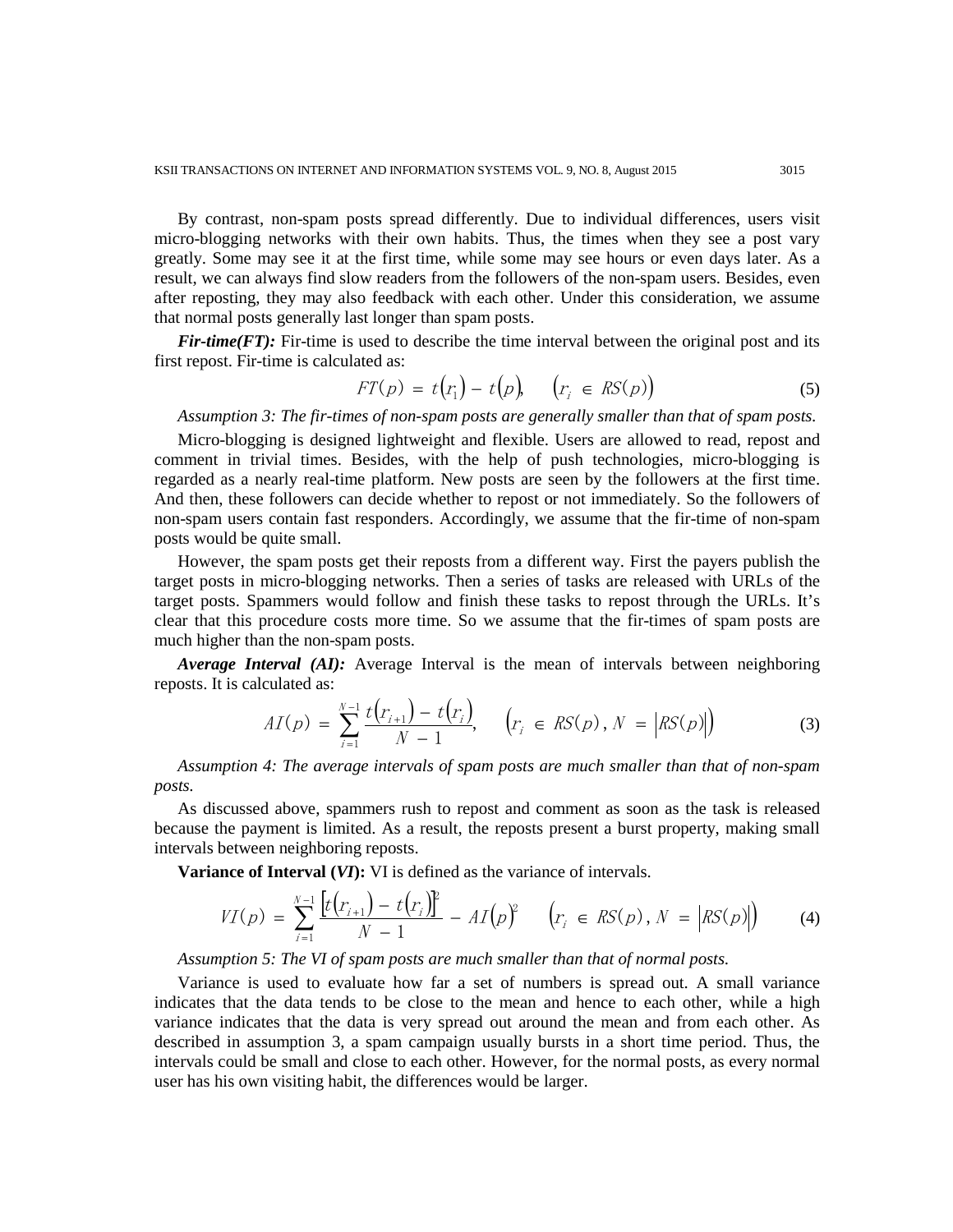By contrast, non-spam posts spread differently. Due to individual differences, users visit micro-blogging networks with their own habits. Thus, the times when they see a post vary greatly. Some may see it at the first time, while some may see hours or even days later. As a result, we can always find slow readers from the followers of the non-spam users. Besides, even after reposting, they may also feedback with each other. Under this consideration, we assume that normal posts generally last longer than spam posts.

***Fir-time(FT):*** Fir-time is used to describe the time interval between the original post and its first repost. Fir-time is calculated as:

$$FT(p) = t(r_1) - t(p), \quad (r_i \in RS(p)) \tag{5}$$

*Assumption 3: The fir-times of non-spam posts are generally smaller than that of spam posts.*

Micro-blogging is designed lightweight and flexible. Users are allowed to read, repost and comment in trivial times. Besides, with the help of push technologies, micro-blogging is regarded as a nearly real-time platform. New posts are seen by the followers at the first time. And then, these followers can decide whether to repost or not immediately. So the followers of non-spam users contain fast responders. Accordingly, we assume that the fir-time of non-spam posts would be quite small.

However, the spam posts get their reposts from a different way. First the payers publish the target posts in micro-blogging networks. Then a series of tasks are released with URLs of the target posts. Spammers would follow and finish these tasks to repost through the URLs. It's clear that this procedure costs more time. So we assume that the fir-times of spam posts are much higher than the non-spam posts.

***Average Interval (AI):*** Average Interval is the mean of intervals between neighboring reposts. It is calculated as:

$$AI(p) = \sum_{i=1}^{N-1} \frac{t(r_{i+1}) - t(r_i)}{N-1}, \quad (r_i \in RS(p), N = |RS(p)|) \tag{3}$$

*Assumption 4: The average intervals of spam posts are much smaller than that of non-spam posts.*

As discussed above, spammers rush to repost and comment as soon as the task is released because the payment is limited. As a result, the reposts present a burst property, making small intervals between neighboring reposts.

**Variance of Interval (*VI*):** VI is defined as the variance of intervals.

$$VI(p) = \sum_{i=1}^{N-1} \frac{\left[t(r_{i+1}) - t(r_i)\right]^2}{N-1} - AI(p)^2 \quad (r_i \in RS(p), N = |RS(p)|) \tag{4}$$

*Assumption 5: The VI of spam posts are much smaller than that of normal posts.*

Variance is used to evaluate how far a set of numbers is spread out. A small variance indicates that the data tends to be close to the mean and hence to each other, while a high variance indicates that the data is very spread out around the mean and from each other. As described in assumption 3, a spam campaign usually bursts in a short time period. Thus, the intervals could be small and close to each other. However, for the normal posts, as every normal user has his own visiting habit, the differences would be larger.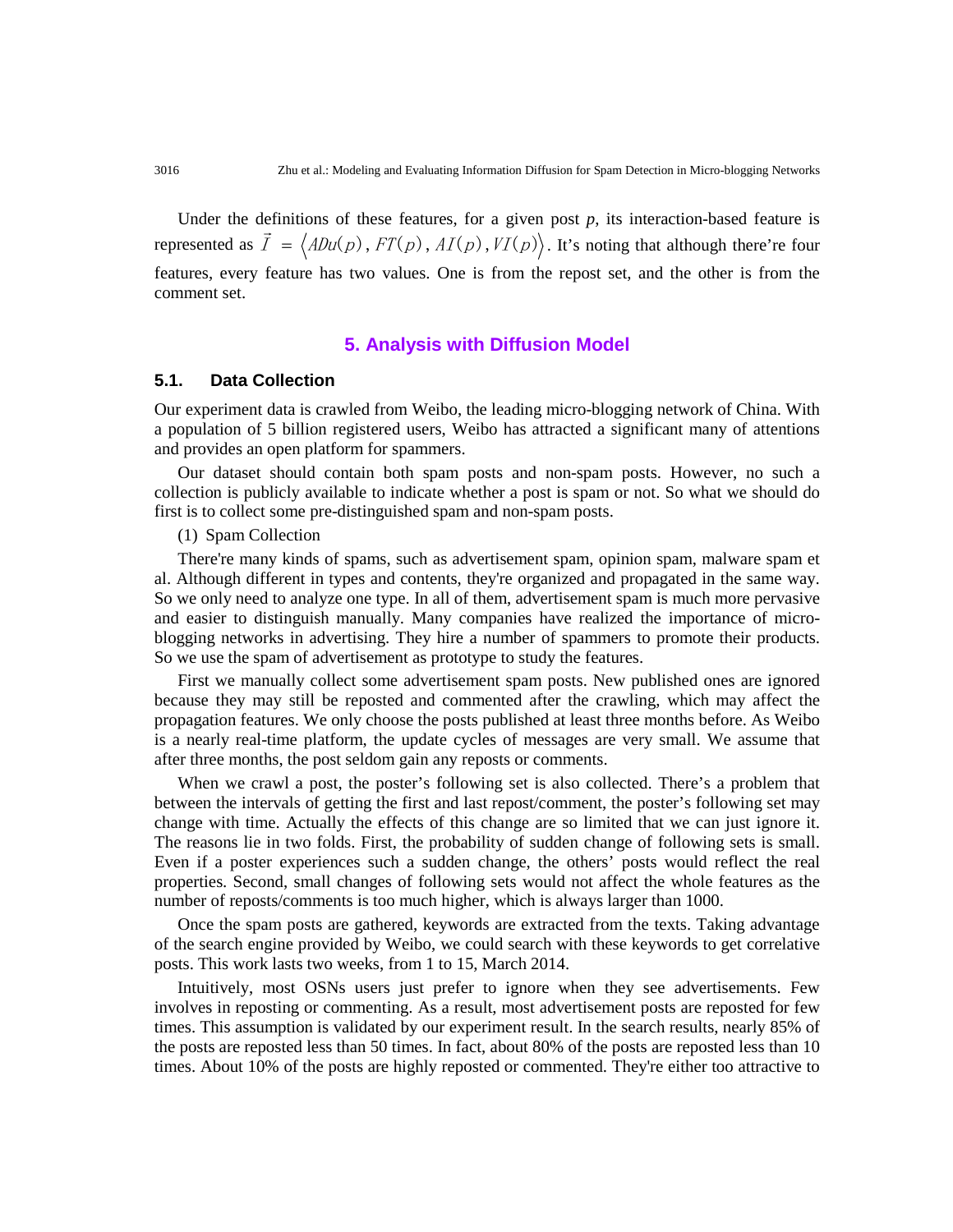Under the definitions of these features, for a given post *p*, its interaction-based feature is represented as $\vec{I} = \langle ADu(p), FT(p), AI(p), VI(p) \rangle$. It's noting that although there're four features, every feature has two values. One is from the repost set, and the other is from the comment set.

# 5. Analysis with Diffusion Model

## 5.1. Data Collection

Our experiment data is crawled from Weibo, the leading micro-blogging network of China. With a population of 5 billion registered users, Weibo has attracted a significant many of attentions and provides an open platform for spammers.

Our dataset should contain both spam posts and non-spam posts. However, no such a collection is publicly available to indicate whether a post is spam or not. So what we should do first is to collect some pre-distinguished spam and non-spam posts.

(1) Spam Collection

There're many kinds of spams, such as advertisement spam, opinion spam, malware spam et al. Although different in types and contents, they're organized and propagated in the same way. So we only need to analyze one type. In all of them, advertisement spam is much more pervasive and easier to distinguish manually. Many companies have realized the importance of micro-blogging networks in advertising. They hire a number of spammers to promote their products. So we use the spam of advertisement as prototype to study the features.

First we manually collect some advertisement spam posts. New published ones are ignored because they may still be reposted and commented after the crawling, which may affect the propagation features. We only choose the posts published at least three months before. As Weibo is a nearly real-time platform, the update cycles of messages are very small. We assume that after three months, the post seldom gain any reposts or comments.

When we crawl a post, the poster's following set is also collected. There's a problem that between the intervals of getting the first and last repost/comment, the poster's following set may change with time. Actually the effects of this change are so limited that we can just ignore it. The reasons lie in two folds. First, the probability of sudden change of following sets is small. Even if a poster experiences such a sudden change, the others' posts would reflect the real properties. Second, small changes of following sets would not affect the whole features as the number of reposts/comments is too much higher, which is always larger than 1000.

Once the spam posts are gathered, keywords are extracted from the texts. Taking advantage of the search engine provided by Weibo, we could search with these keywords to get correlative posts. This work lasts two weeks, from 1 to 15, March 2014.

Intuitively, most OSNs users just prefer to ignore when they see advertisements. Few involves in reposting or commenting. As a result, most advertisement posts are reposted for few times. This assumption is validated by our experiment result. In the search results, nearly 85% of the posts are reposted less than 50 times. In fact, about 80% of the posts are reposted less than 10 times. About 10% of the posts are highly reposted or commented. They're either too attractive to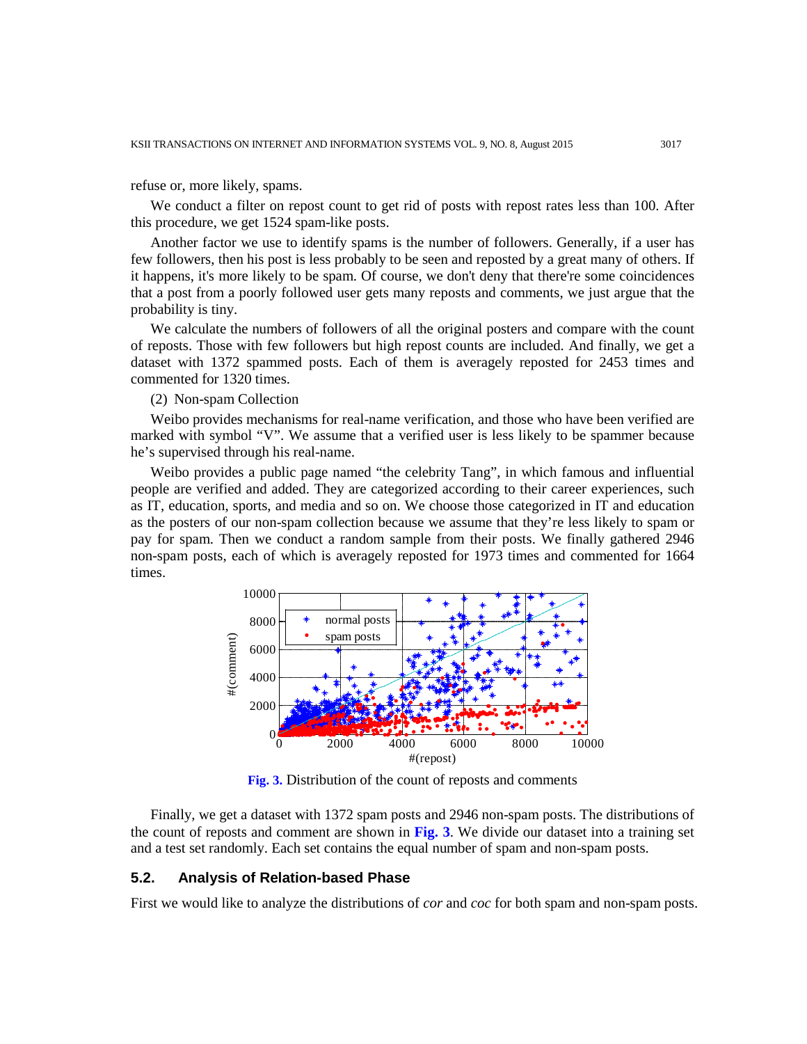refuse or, more likely, spams.

We conduct a filter on repost count to get rid of posts with repost rates less than 100. After this procedure, we get 1524 spam-like posts.

Another factor we use to identify spams is the number of followers. Generally, if a user has few followers, then his post is less probably to be seen and reposted by a great many of others. If it happens, it's more likely to be spam. Of course, we don't deny that there're some coincidences that a post from a poorly followed user gets many reposts and comments, we just argue that the probability is tiny.

We calculate the numbers of followers of all the original posters and compare with the count of reposts. Those with few followers but high repost counts are included. And finally, we get a dataset with 1372 spammed posts. Each of them is averagely reposted for 2453 times and commented for 1320 times.

(2) Non-spam Collection

Weibo provides mechanisms for real-name verification, and those who have been verified are marked with symbol "V". We assume that a verified user is less likely to be spammer because he's supervised through his real-name.

Weibo provides a public page named "the celebrity Tang", in which famous and influential people are verified and added. They are categorized according to their career experiences, such as IT, education, sports, and media and so on. We choose those categorized in IT and education as the posters of our non-spam collection because we assume that they're less likely to spam or pay for spam. Then we conduct a random sample from their posts. We finally gathered 2946 non-spam posts, each of which is averagely reposted for 1973 times and commented for 1664 times.

**Fig. 3.** Distribution of the count of reposts and comments

Finally, we get a dataset with 1372 spam posts and 2946 non-spam posts. The distributions of the count of reposts and comment are shown in **Fig. 3**. We divide our dataset into a training set and a test set randomly. Each set contains the equal number of spam and non-spam posts.

## 5.2. Analysis of Relation-based Phase

First we would like to analyze the distributions of *cor* and *coc* for both spam and non-spam posts.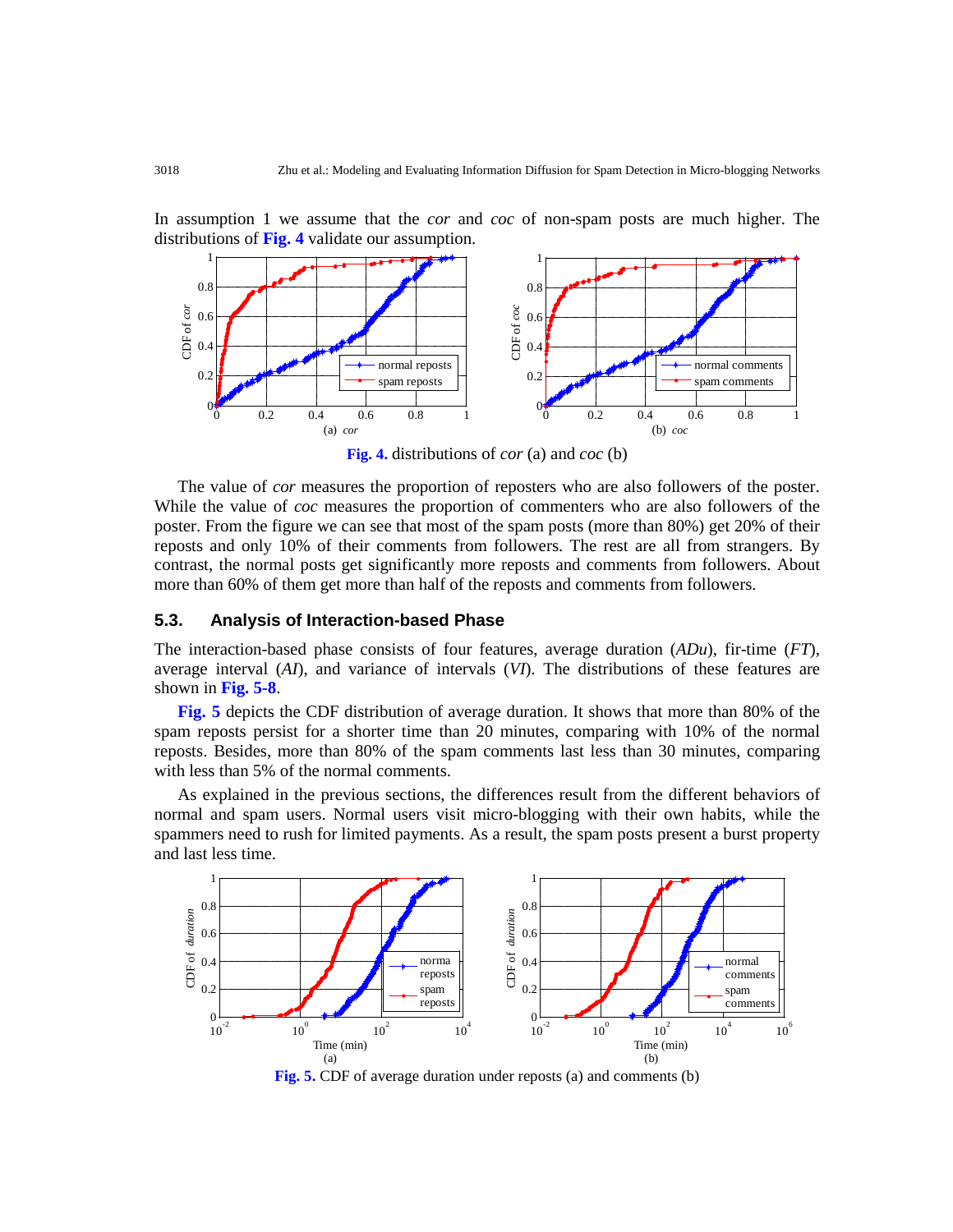In assumption 1 we assume that the *cor* and *coc* of non-spam posts are much higher. The distributions of **Fig. 4** validate our assumption.

**Fig. 4.** distributions of *cor* (a) and *coc* (b)

The value of *cor* measures the proportion of reposters who are also followers of the poster. While the value of *coc* measures the proportion of commenters who are also followers of the poster. From the figure we can see that most of the spam posts (more than 80%) get 20% of their reposts and only 10% of their comments from followers. The rest are all from strangers. By contrast, the normal posts get significantly more reposts and comments from followers. About more than 60% of them get more than half of the reposts and comments from followers.

### 5.3. Analysis of Interaction-based Phase

The interaction-based phase consists of four features, average duration (*ADu*), fir-time (*FT*), average interval (*AI*), and variance of intervals (*VI*). The distributions of these features are shown in **Fig. 5-8**.

**Fig. 5** depicts the CDF distribution of average duration. It shows that more than 80% of the spam reposts persist for a shorter time than 20 minutes, comparing with 10% of the normal reposts. Besides, more than 80% of the spam comments last less than 30 minutes, comparing with less than 5% of the normal comments.

As explained in the previous sections, the differences result from the different behaviors of normal and spam users. Normal users visit micro-blogging with their own habits, while the spammers need to rush for limited payments. As a result, the spam posts present a burst property and last less time.

**Fig. 5.** CDF of average duration under reposts (a) and comments (b)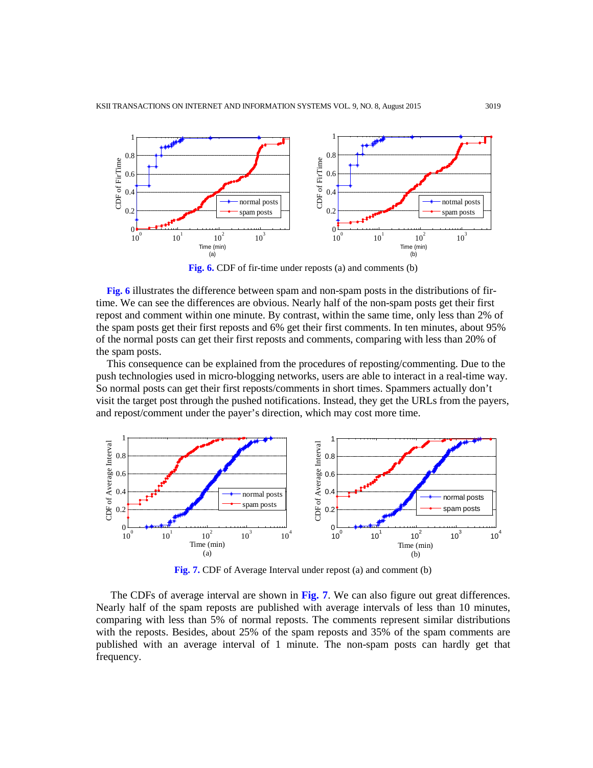**Fig. 6.** CDF of fir-time under reposts (a) and comments (b)

**Fig. 6** illustrates the difference between spam and non-spam posts in the distributions of fir-time. We can see the differences are obvious. Nearly half of the non-spam posts get their first repost and comment within one minute. By contrast, within the same time, only less than 2% of the spam posts get their first reposts and 6% get their first comments. In ten minutes, about 95% of the normal posts can get their first reposts and comments, comparing with less than 20% of the spam posts.

This consequence can be explained from the procedures of reposting/commenting. Due to the push technologies used in micro-blogging networks, users are able to interact in a real-time way. So normal posts can get their first reposts/comments in short times. Spammers actually don't visit the target post through the pushed notifications. Instead, they get the URLs from the payers, and repost/comment under the payer's direction, which may cost more time.

**Fig. 7.** CDF of Average Interval under repost (a) and comment (b)

The CDFs of average interval are shown in **Fig. 7**. We can also figure out great differences. Nearly half of the spam reposts are published with average intervals of less than 10 minutes, comparing with less than 5% of normal reposts. The comments represent similar distributions with the reposts. Besides, about 25% of the spam reposts and 35% of the spam comments are published with an average interval of 1 minute. The non-spam posts can hardly get that frequency.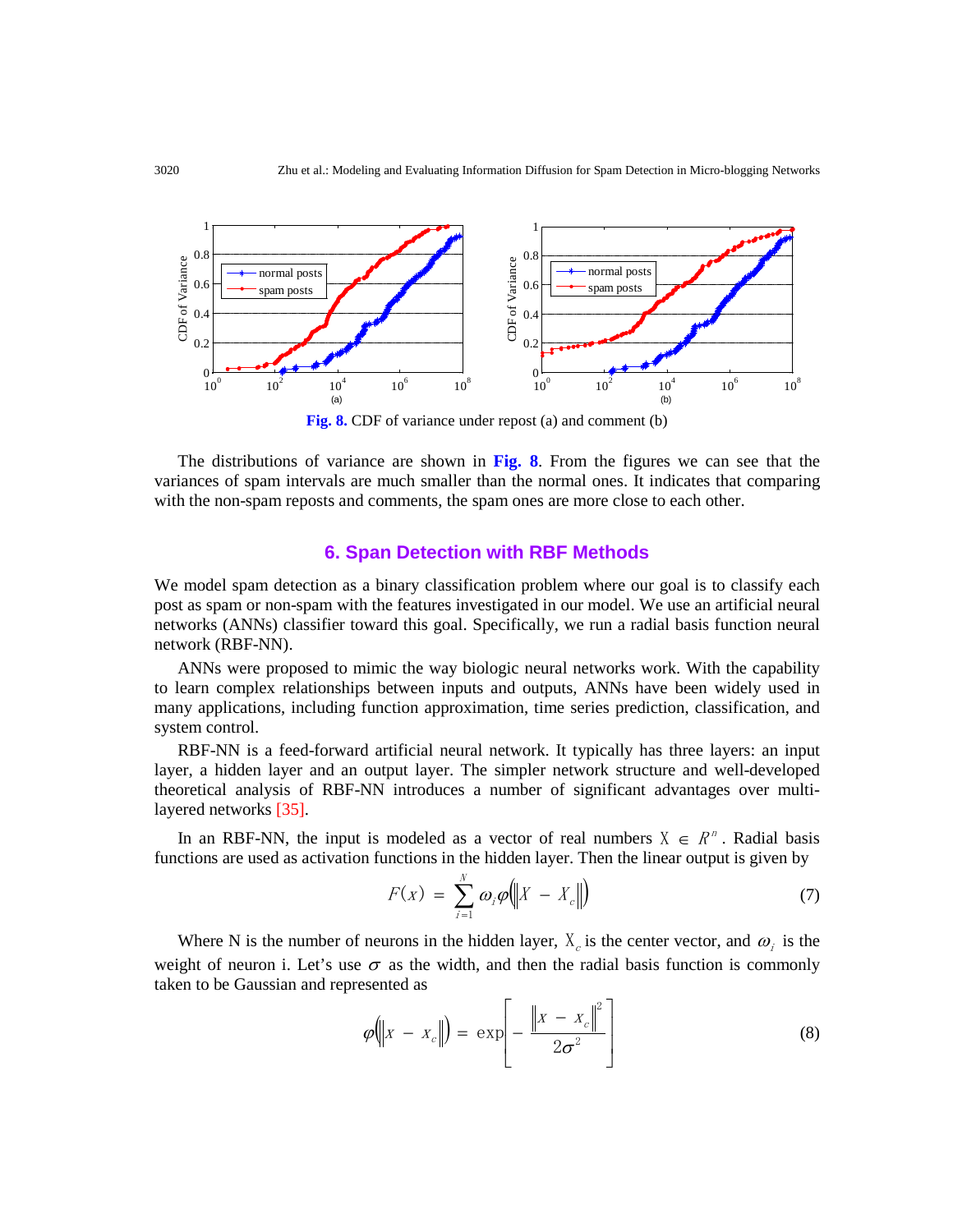Fig. 8. CDF of variance under repost (a) and comment (b)

The distributions of variance are shown in Fig. 8. From the figures we can see that the variances of spam intervals are much smaller than the normal ones. It indicates that comparing with the non-spam reposts and comments, the spam ones are more close to each other.

## 6. Span Detection with RBF Methods

We model spam detection as a binary classification problem where our goal is to classify each post as spam or non-spam with the features investigated in our model. We use an artificial neural networks (ANNs) classifier toward this goal. Specifically, we run a radial basis function neural network (RBF-NN).

ANNs were proposed to mimic the way biologic neural networks work. With the capability to learn complex relationships between inputs and outputs, ANNs have been widely used in many applications, including function approximation, time series prediction, classification, and system control.

RBF-NN is a feed-forward artificial neural network. It typically has three layers: an input layer, a hidden layer and an output layer. The simpler network structure and well-developed theoretical analysis of RBF-NN introduces a number of significant advantages over multi-layered networks [35].

In an RBF-NN, the input is modeled as a vector of real numbers $X \in R^n$. Radial basis functions are used as activation functions in the hidden layer. Then the linear output is given by

$$F(x) = \sum_{i=1}^{N} \omega_i \varphi\left(\left\| X - X_c \right\|\right) \tag{7}$$

Where N is the number of neurons in the hidden layer, $X_c$ is the center vector, and $\omega_i$ is the weight of neuron i. Let's use $\sigma$ as the width, and then the radial basis function is commonly taken to be Gaussian and represented as

$$\varphi\left(\left\| x - x_c \right\|\right) = \exp\left[ - \frac{\left\| x - x_c \right\|^2}{2\sigma^2} \right] \tag{8}$$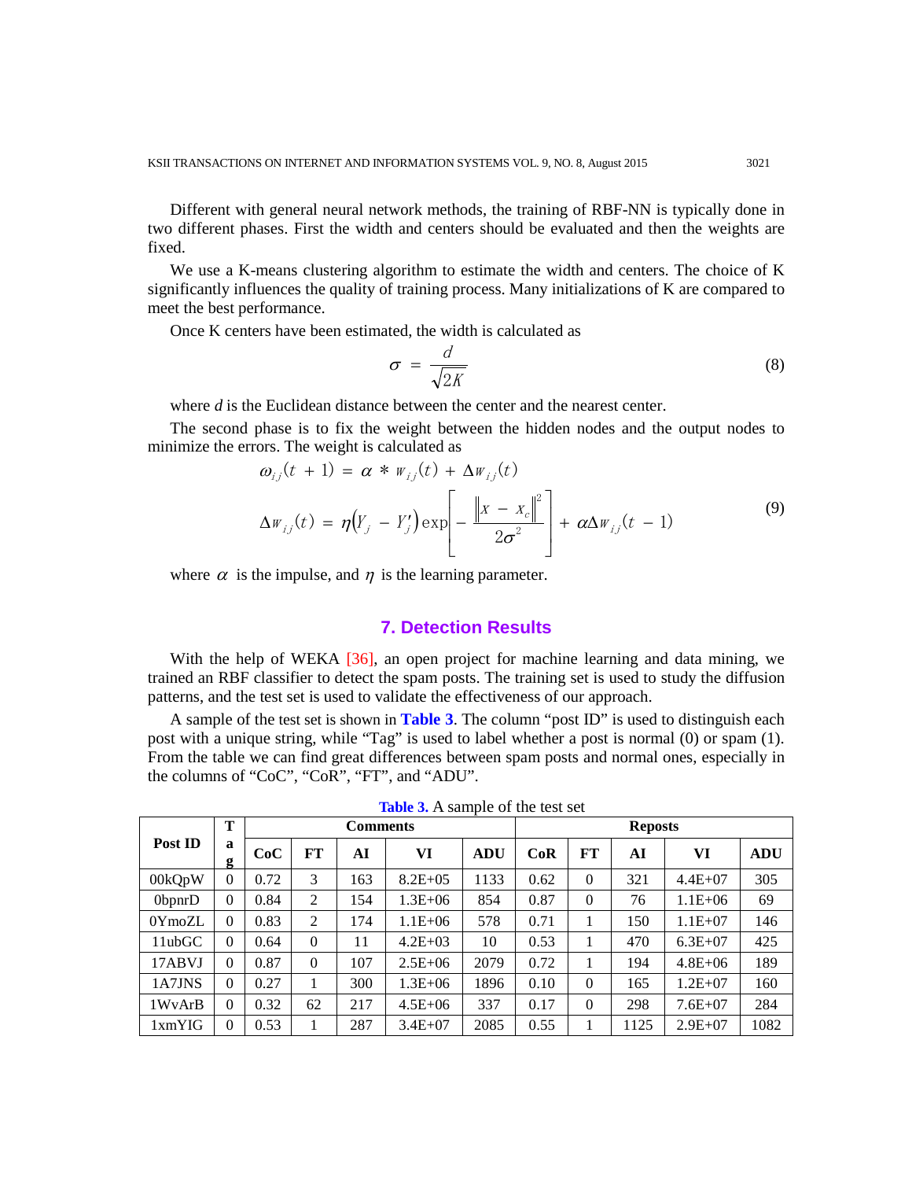Different with general neural network methods, the training of RBF-NN is typically done in two different phases. First the width and centers should be evaluated and then the weights are fixed.

We use a K-means clustering algorithm to estimate the width and centers. The choice of K significantly influences the quality of training process. Many initializations of K are compared to meet the best performance.

Once K centers have been estimated, the width is calculated as

$$\sigma = \frac{d}{\sqrt{2K}} \tag{8}$$

where $d$ is the Euclidean distance between the center and the nearest center.

The second phase is to fix the weight between the hidden nodes and the output nodes to minimize the errors. The weight is calculated as

$$\begin{aligned} \omega_{ij}(t+1) &= \alpha * w_{ij}(t) + \Delta w_{ij}(t) \\ \Delta w_{ij}(t) &= \eta\left(Y_j - Y_j'\right)\exp\left[-\frac{\left\|x - x_c\right\|^2}{2\sigma^2}\right] + \alpha\Delta w_{ij}(t-1) \end{aligned} \tag{9}$$

where $\alpha$ is the impulse, and $\eta$ is the learning parameter.

## 7. Detection Results

With the help of WEKA [36], an open project for machine learning and data mining, we trained an RBF classifier to detect the spam posts. The training set is used to study the diffusion patterns, and the test set is used to validate the effectiveness of our approach.

A sample of the test set is shown in **Table 3**. The column "post ID" is used to distinguish each post with a unique string, while "Tag" is used to label whether a post is normal (0) or spam (1). From the table we can find great differences between spam posts and normal ones, especially in the columns of "CoC", "CoR", "FT", and "ADU".

**Table 3.** A sample of the test set

| Post ID | Tag | Comments | | | | | Reposts | | | | |
|---|---|---|---|---|---|---|---|---|---|---|---|
| | | CoC | FT | AI | VI | ADU | CoR | FT | AI | VI | ADU |
| 00kQpW | 0 | 0.72 | 3 | 163 | 8.2E+05 | 1133 | 0.62 | 0 | 321 | 4.4E+07 | 305 |
| 0bpnrD | 0 | 0.84 | 2 | 154 | 1.3E+06 | 854 | 0.87 | 0 | 76 | 1.1E+06 | 69 |
| 0YmoZL | 0 | 0.83 | 2 | 174 | 1.1E+06 | 578 | 0.71 | 1 | 150 | 1.1E+07 | 146 |
| 11ubGC | 0 | 0.64 | 0 | 11 | 4.2E+03 | 10 | 0.53 | 1 | 470 | 6.3E+07 | 425 |
| 17ABVJ | 0 | 0.87 | 0 | 107 | 2.5E+06 | 2079 | 0.72 | 1 | 194 | 4.8E+06 | 189 |
| 1A7JNS | 0 | 0.27 | 1 | 300 | 1.3E+06 | 1896 | 0.10 | 0 | 165 | 1.2E+07 | 160 |
| 1WvArB | 0 | 0.32 | 62 | 217 | 4.5E+06 | 337 | 0.17 | 0 | 298 | 7.6E+07 | 284 |
| 1xmYIG | 0 | 0.53 | 1 | 287 | 3.4E+07 | 2085 | 0.55 | 1 | 1125 | 2.9E+07 | 1082 |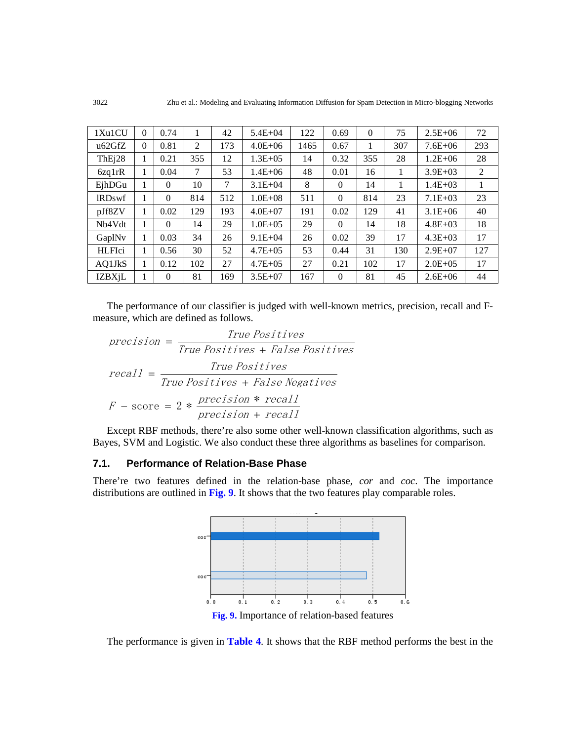| | | | | | | | | | | | |
|---|---|---|---|---|---|---|---|---|---|---|---|
| 1Xu1CU | 0 | 0.74 | 1 | 42 | 5.4E+04 | 122 | 0.69 | 0 | 75 | 2.5E+06 | 72 |
| u62GfZ | 0 | 0.81 | 2 | 173 | 4.0E+06 | 1465 | 0.67 | 1 | 307 | 7.6E+06 | 293 |
| ThEj28 | 1 | 0.21 | 355 | 12 | 1.3E+05 | 14 | 0.32 | 355 | 28 | 1.2E+06 | 28 |
| 6zq1rR | 1 | 0.04 | 7 | 53 | 1.4E+06 | 48 | 0.01 | 16 | 1 | 3.9E+03 | 2 |
| EjhDGu | 1 | 0 | 10 | 7 | 3.1E+04 | 8 | 0 | 14 | 1 | 1.4E+03 | 1 |
| lRDswf | 1 | 0 | 814 | 512 | 1.0E+08 | 511 | 0 | 814 | 23 | 7.1E+03 | 23 |
| pJf8ZV | 1 | 0.02 | 129 | 193 | 4.0E+07 | 191 | 0.02 | 129 | 41 | 3.1E+06 | 40 |
| Nb4Vdt | 1 | 0 | 14 | 29 | 1.0E+05 | 29 | 0 | 14 | 18 | 4.8E+03 | 18 |
| GaplNv | 1 | 0.03 | 34 | 26 | 9.1E+04 | 26 | 0.02 | 39 | 17 | 4.3E+03 | 17 |
| HLFIci | 1 | 0.56 | 30 | 52 | 4.7E+05 | 53 | 0.44 | 31 | 130 | 2.9E+07 | 127 |
| AQ1JkS | 1 | 0.12 | 102 | 27 | 4.7E+05 | 27 | 0.21 | 102 | 17 | 2.0E+05 | 17 |
| IZBXjL | 1 | 0 | 81 | 169 | 3.5E+07 | 167 | 0 | 81 | 45 | 2.6E+06 | 44 |

The performance of our classifier is judged with well-known metrics, precision, recall and F-measure, which are defined as follows.

$$precision = \frac{True\ Positives}{True\ Positives + False\ Positives}$$

$$recall = \frac{True\ Positives}{True\ Positives + False\ Negatives}$$

$$F - \text{score} = 2 * \frac{precision * recall}{precision + recall}$$

Except RBF methods, there're also some other well-known classification algorithms, such as Bayes, SVM and Logistic. We also conduct these three algorithms as baselines for comparison.

### 7.1. Performance of Relation-Base Phase

There're two features defined in the relation-base phase, *cor* and *coc*. The importance distributions are outlined in **Fig. 9**. It shows that the two features play comparable roles.

**Fig. 9.** Importance of relation-based features

The performance is given in **Table 4**. It shows that the RBF method performs the best in the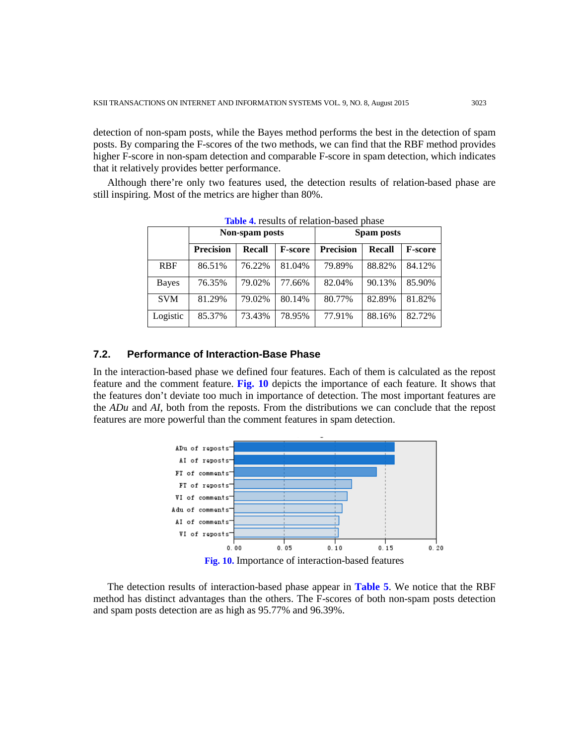detection of non-spam posts, while the Bayes method performs the best in the detection of spam posts. By comparing the F-scores of the two methods, we can find that the RBF method provides higher F-score in non-spam detection and comparable F-score in spam detection, which indicates that it relatively provides better performance.

Although there're only two features used, the detection results of relation-based phase are still inspiring. Most of the metrics are higher than 80%.

**Table 4.** results of relation-based phase

| | Non-spam posts | | | Spam posts | | |
|---|---|---|---|---|---|---|
| | **Precision** | **Recall** | **F-score** | **Precision** | **Recall** | **F-score** |
| RBF | 86.51% | 76.22% | 81.04% | 79.89% | 88.82% | 84.12% |
| Bayes | 76.35% | 79.02% | 77.66% | 82.04% | 90.13% | 85.90% |
| SVM | 81.29% | 79.02% | 80.14% | 80.77% | 82.89% | 81.82% |
| Logistic | 85.37% | 73.43% | 78.95% | 77.91% | 88.16% | 82.72% |

### 7.2. Performance of Interaction-Base Phase

In the interaction-based phase we defined four features. Each of them is calculated as the repost feature and the comment feature. **Fig. 10** depicts the importance of each feature. It shows that the features don't deviate too much in importance of detection. The most important features are the *ADu* and *AI*, both from the reposts. From the distributions we can conclude that the repost features are more powerful than the comment features in spam detection.

**Fig. 10.** Importance of interaction-based features

The detection results of interaction-based phase appear in **Table 5**. We notice that the RBF method has distinct advantages than the others. The F-scores of both non-spam posts detection and spam posts detection are as high as 95.77% and 96.39%.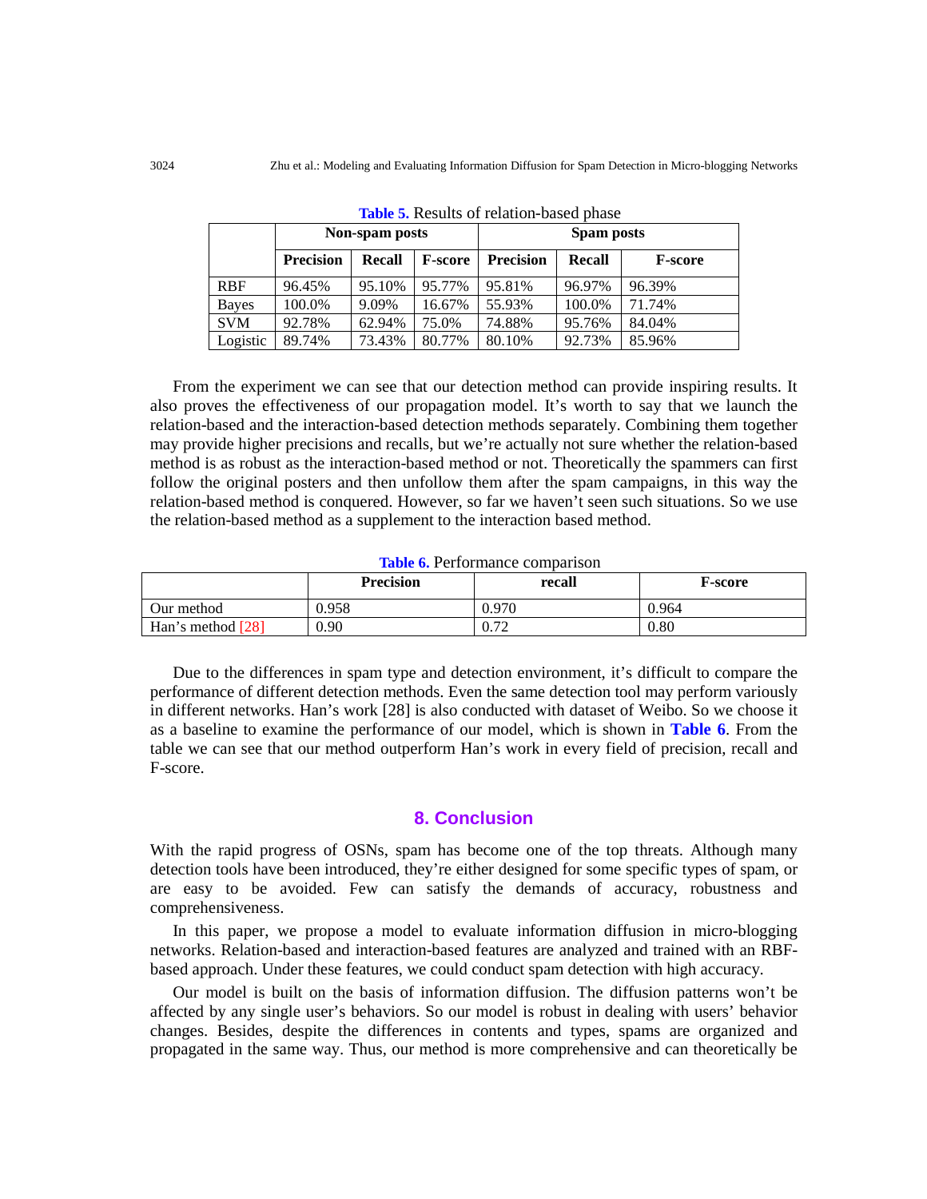**Table 5.** Results of relation-based phase

| | Non-spam posts | | | Spam posts | | |
|---|---|---|---|---|---|---|
| | **Precision** | **Recall** | **F-score** | **Precision** | **Recall** | **F-score** |
| RBF | 96.45% | 95.10% | 95.77% | 95.81% | 96.97% | 96.39% |
| Bayes | 100.0% | 9.09% | 16.67% | 55.93% | 100.0% | 71.74% |
| SVM | 92.78% | 62.94% | 75.0% | 74.88% | 95.76% | 84.04% |
| Logistic | 89.74% | 73.43% | 80.77% | 80.10% | 92.73% | 85.96% |

From the experiment we can see that our detection method can provide inspiring results. It also proves the effectiveness of our propagation model. It's worth to say that we launch the relation-based and the interaction-based detection methods separately. Combining them together may provide higher precisions and recalls, but we're actually not sure whether the relation-based method is as robust as the interaction-based method or not. Theoretically the spammers can first follow the original posters and then unfollow them after the spam campaigns, in this way the relation-based method is conquered. However, so far we haven't seen such situations. So we use the relation-based method as a supplement to the interaction based method.

**Table 6.** Performance comparison

| | **Precision** | **recall** | **F-score** |
|---|---|---|---|
| Our method | 0.958 | 0.970 | 0.964 |
| Han's method [28] | 0.90 | 0.72 | 0.80 |

Due to the differences in spam type and detection environment, it's difficult to compare the performance of different detection methods. Even the same detection tool may perform variously in different networks. Han's work [28] is also conducted with dataset of Weibo. So we choose it as a baseline to examine the performance of our model, which is shown in **Table 6**. From the table we can see that our method outperform Han's work in every field of precision, recall and F-score.

## 8. Conclusion

With the rapid progress of OSNs, spam has become one of the top threats. Although many detection tools have been introduced, they're either designed for some specific types of spam, or are easy to be avoided. Few can satisfy the demands of accuracy, robustness and comprehensiveness.

In this paper, we propose a model to evaluate information diffusion in micro-blogging networks. Relation-based and interaction-based features are analyzed and trained with an RBF-based approach. Under these features, we could conduct spam detection with high accuracy.

Our model is built on the basis of information diffusion. The diffusion patterns won't be affected by any single user's behaviors. So our model is robust in dealing with users' behavior changes. Besides, despite the differences in contents and types, spams are organized and propagated in the same way. Thus, our method is more comprehensive and can theoretically be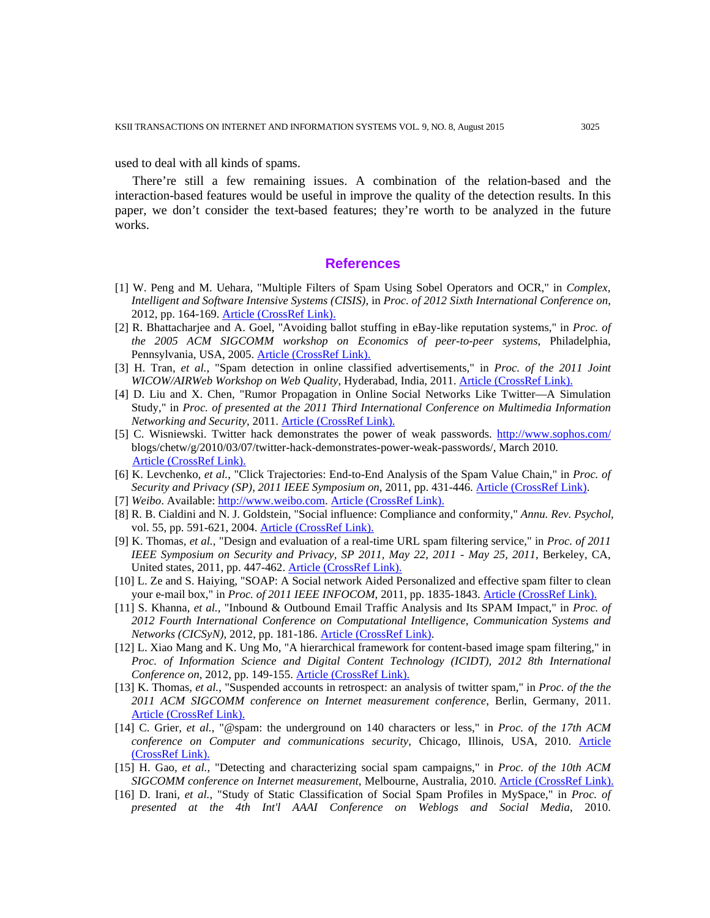used to deal with all kinds of spams.

There're still a few remaining issues. A combination of the relation-based and the interaction-based features would be useful in improve the quality of the detection results. In this paper, we don't consider the text-based features; they're worth to be analyzed in the future works.

## References

[1] W. Peng and M. Uehara, "Multiple Filters of Spam Using Sobel Operators and OCR," in *Complex, Intelligent and Software Intensive Systems (CISIS)*, in *Proc. of 2012 Sixth International Conference on*, 2012, pp. 164-169. Article (CrossRef Link).

[2] R. Bhattacharjee and A. Goel, "Avoiding ballot stuffing in eBay-like reputation systems," in *Proc. of the 2005 ACM SIGCOMM workshop on Economics of peer-to-peer systems*, Philadelphia, Pennsylvania, USA, 2005. Article (CrossRef Link).

[3] H. Tran, *et al.*, "Spam detection in online classified advertisements," in *Proc. of the 2011 Joint WICOW/AIRWeb Workshop on Web Quality*, Hyderabad, India, 2011. Article (CrossRef Link).

[4] D. Liu and X. Chen, "Rumor Propagation in Online Social Networks Like Twitter—A Simulation Study," in *Proc. of presented at the 2011 Third International Conference on Multimedia Information Networking and Security*, 2011. Article (CrossRef Link).

[5] C. Wisniewski. Twitter hack demonstrates the power of weak passwords. http://www.sophos.com/blogs/chetw/g/2010/03/07/twitter-hack-demonstrates-power-weak-passwords/, March 2010. Article (CrossRef Link).

[6] K. Levchenko, *et al.*, "Click Trajectories: End-to-End Analysis of the Spam Value Chain," in *Proc. of Security and Privacy (SP), 2011 IEEE Symposium on*, 2011, pp. 431-446. Article (CrossRef Link).

[7] *Weibo*. Available: http://www.weibo.com. Article (CrossRef Link).

[8] R. B. Cialdini and N. J. Goldstein, "Social influence: Compliance and conformity," *Annu. Rev. Psychol*, vol. 55, pp. 591-621, 2004. Article (CrossRef Link).

[9] K. Thomas, *et al.*, "Design and evaluation of a real-time URL spam filtering service," in *Proc. of 2011 IEEE Symposium on Security and Privacy, SP 2011, May 22, 2011 - May 25, 2011*, Berkeley, CA, United states, 2011, pp. 447-462. Article (CrossRef Link).

[10] L. Ze and S. Haiying, "SOAP: A Social network Aided Personalized and effective spam filter to clean your e-mail box," in *Proc. of 2011 IEEE INFOCOM*, 2011, pp. 1835-1843. Article (CrossRef Link).

[11] S. Khanna, *et al.*, "Inbound & Outbound Email Traffic Analysis and Its SPAM Impact," in *Proc. of 2012 Fourth International Conference on Computational Intelligence, Communication Systems and Networks (CICSyN)*, 2012, pp. 181-186. Article (CrossRef Link).

[12] L. Xiao Mang and K. Ung Mo, "A hierarchical framework for content-based image spam filtering," in *Proc. of Information Science and Digital Content Technology (ICIDT), 2012 8th International Conference on*, 2012, pp. 149-155. Article (CrossRef Link).

[13] K. Thomas, *et al.*, "Suspended accounts in retrospect: an analysis of twitter spam," in *Proc. of the the 2011 ACM SIGCOMM conference on Internet measurement conference*, Berlin, Germany, 2011. Article (CrossRef Link).

[14] C. Grier, *et al.*, "@spam: the underground on 140 characters or less," in *Proc. of the 17th ACM conference on Computer and communications security*, Chicago, Illinois, USA, 2010. Article (CrossRef Link).

[15] H. Gao, *et al.*, "Detecting and characterizing social spam campaigns," in *Proc. of the 10th ACM SIGCOMM conference on Internet measurement*, Melbourne, Australia, 2010. Article (CrossRef Link).

[16] D. Irani, *et al.*, "Study of Static Classification of Social Spam Profiles in MySpace," in *Proc. of presented at the 4th Int'l AAAI Conference on Weblogs and Social Media*, 2010.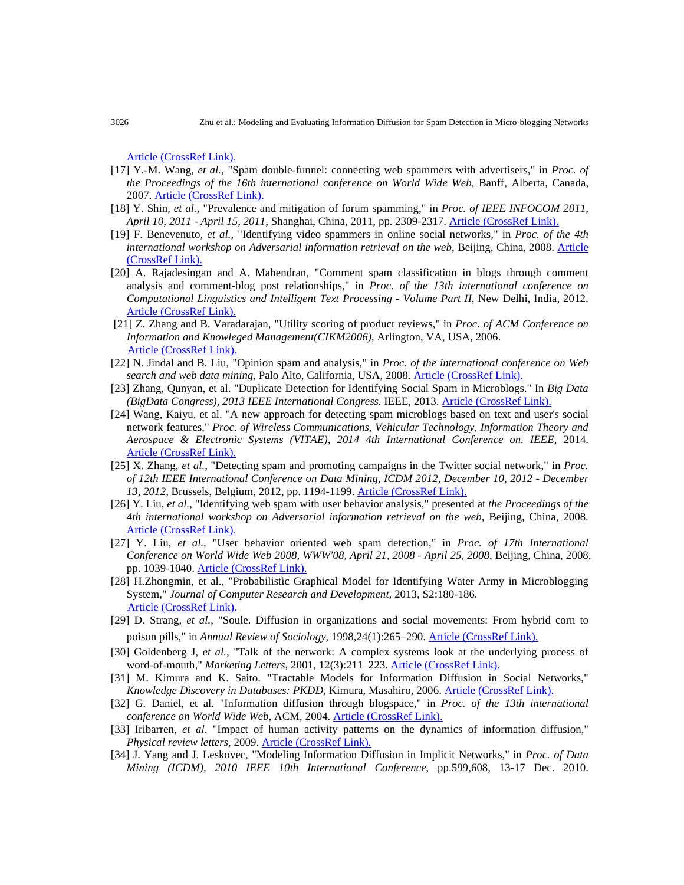Article (CrossRef Link).

[17] Y.-M. Wang, *et al.*, "Spam double-funnel: connecting web spammers with advertisers," in *Proc. of the Proceedings of the 16th international conference on World Wide Web*, Banff, Alberta, Canada, 2007. Article (CrossRef Link).

[18] Y. Shin, *et al.*, "Prevalence and mitigation of forum spamming," in *Proc. of IEEE INFOCOM 2011, April 10, 2011 - April 15, 2011*, Shanghai, China, 2011, pp. 2309-2317. Article (CrossRef Link).

[19] F. Benevenuto, *et al.*, "Identifying video spammers in online social networks," in *Proc. of the 4th international workshop on Adversarial information retrieval on the web*, Beijing, China, 2008. Article (CrossRef Link).

[20] A. Rajadesingan and A. Mahendran, "Comment spam classification in blogs through comment analysis and comment-blog post relationships," in *Proc. of the 13th international conference on Computational Linguistics and Intelligent Text Processing - Volume Part II*, New Delhi, India, 2012. Article (CrossRef Link).

[21] Z. Zhang and B. Varadarajan, "Utility scoring of product reviews," in *Proc. of ACM Conference on Information and Knowleged Management(CIKM2006)*, Arlington, VA, USA, 2006. Article (CrossRef Link).

[22] N. Jindal and B. Liu, "Opinion spam and analysis," in *Proc. of the international conference on Web search and web data mining*, Palo Alto, California, USA, 2008. Article (CrossRef Link).

[23] Zhang, Qunyan, et al. "Duplicate Detection for Identifying Social Spam in Microblogs." In *Big Data (BigData Congress), 2013 IEEE International Congress*. IEEE, 2013. Article (CrossRef Link).

[24] Wang, Kaiyu, et al. "A new approach for detecting spam microblogs based on text and user's social network features," *Proc. of Wireless Communications, Vehicular Technology, Information Theory and Aerospace & Electronic Systems (VITAE), 2014 4th International Conference on. IEEE*, 2014. Article (CrossRef Link).

[25] X. Zhang, *et al.*, "Detecting spam and promoting campaigns in the Twitter social network," in *Proc. of 12th IEEE International Conference on Data Mining, ICDM 2012, December 10, 2012 - December 13, 2012*, Brussels, Belgium, 2012, pp. 1194-1199. Article (CrossRef Link).

[26] Y. Liu, *et al.*, "Identifying web spam with user behavior analysis," presented at *the Proceedings of the 4th international workshop on Adversarial information retrieval on the web*, Beijing, China, 2008. Article (CrossRef Link).

[27] Y. Liu, *et al.*, "User behavior oriented web spam detection," in *Proc. of 17th International Conference on World Wide Web 2008, WWW'08, April 21, 2008 - April 25, 2008*, Beijing, China, 2008, pp. 1039-1040. Article (CrossRef Link).

[28] H.Zhongmin, et al., "Probabilistic Graphical Model for Identifying Water Army in Microblogging System," *Journal of Computer Research and Development*, 2013, S2:180-186. Article (CrossRef Link).

[29] D. Strang, *et al.*, "Soule. Diffusion in organizations and social movements: From hybrid corn to poison pills," in *Annual Review of Sociology*, 1998,24(1):265–290. Article (CrossRef Link).

[30] Goldenberg J, *et al.*, "Talk of the network: A complex systems look at the underlying process of word-of-mouth," *Marketing Letters*, 2001, 12(3):211–223. Article (CrossRef Link).

[31] M. Kimura and K. Saito. "Tractable Models for Information Diffusion in Social Networks," *Knowledge Discovery in Databases: PKDD*, Kimura, Masahiro, 2006. Article (CrossRef Link).

[32] G. Daniel, et al. "Information diffusion through blogspace," in *Proc. of the 13th international conference on World Wide Web*, ACM, 2004. Article (CrossRef Link).

[33] Iribarren, *et al*. "Impact of human activity patterns on the dynamics of information diffusion," *Physical review letters*, 2009. Article (CrossRef Link).

[34] J. Yang and J. Leskovec, "Modeling Information Diffusion in Implicit Networks," in *Proc. of Data Mining (ICDM), 2010 IEEE 10th International Conference*, pp.599,608, 13-17 Dec. 2010.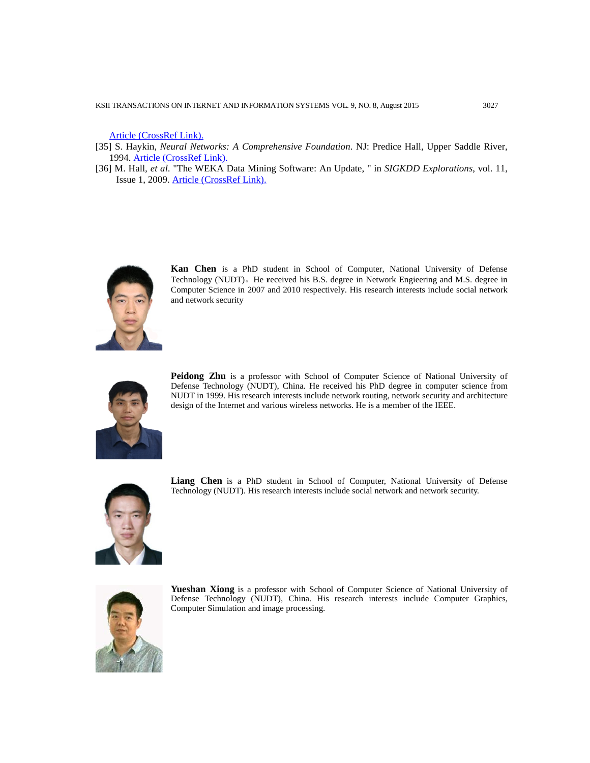Article (CrossRef Link).

[35] S. Haykin, *Neural Networks: A Comprehensive Foundation*. NJ: Predice Hall, Upper Saddle River, 1994. Article (CrossRef Link).

[36] M. Hall, *et al*. "The WEKA Data Mining Software: An Update, " in *SIGKDD Explorations*, vol. 11, Issue 1, 2009. Article (CrossRef Link).

**Kan Chen** is a PhD student in School of Computer, National University of Defense Technology (NUDT)。He **r**eceived his B.S. degree in Network Engieering and M.S. degree in Computer Science in 2007 and 2010 respectively. His research interests include social network and network security

**Peidong Zhu** is a professor with School of Computer Science of National University of Defense Technology (NUDT), China. He received his PhD degree in computer science from NUDT in 1999. His research interests include network routing, network security and architecture design of the Internet and various wireless networks. He is a member of the IEEE.

**Liang Chen** is a PhD student in School of Computer, National University of Defense Technology (NUDT). His research interests include social network and network security.

**Yueshan Xiong** is a professor with School of Computer Science of National University of Defense Technology (NUDT), China. His research interests include Computer Graphics, Computer Simulation and image processing.